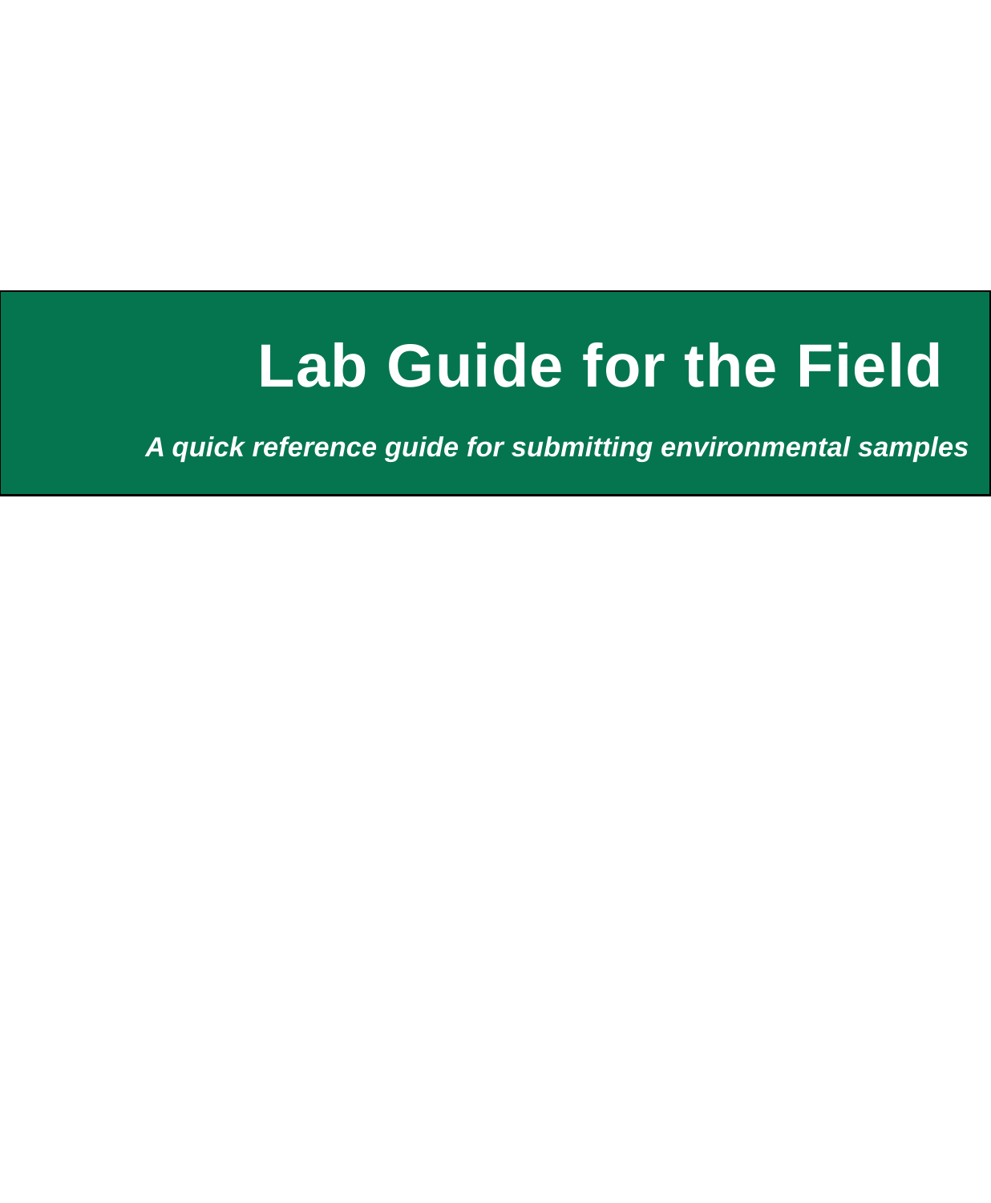# Lab Guide for the Field

***A quick reference guide for submitting environmental samples***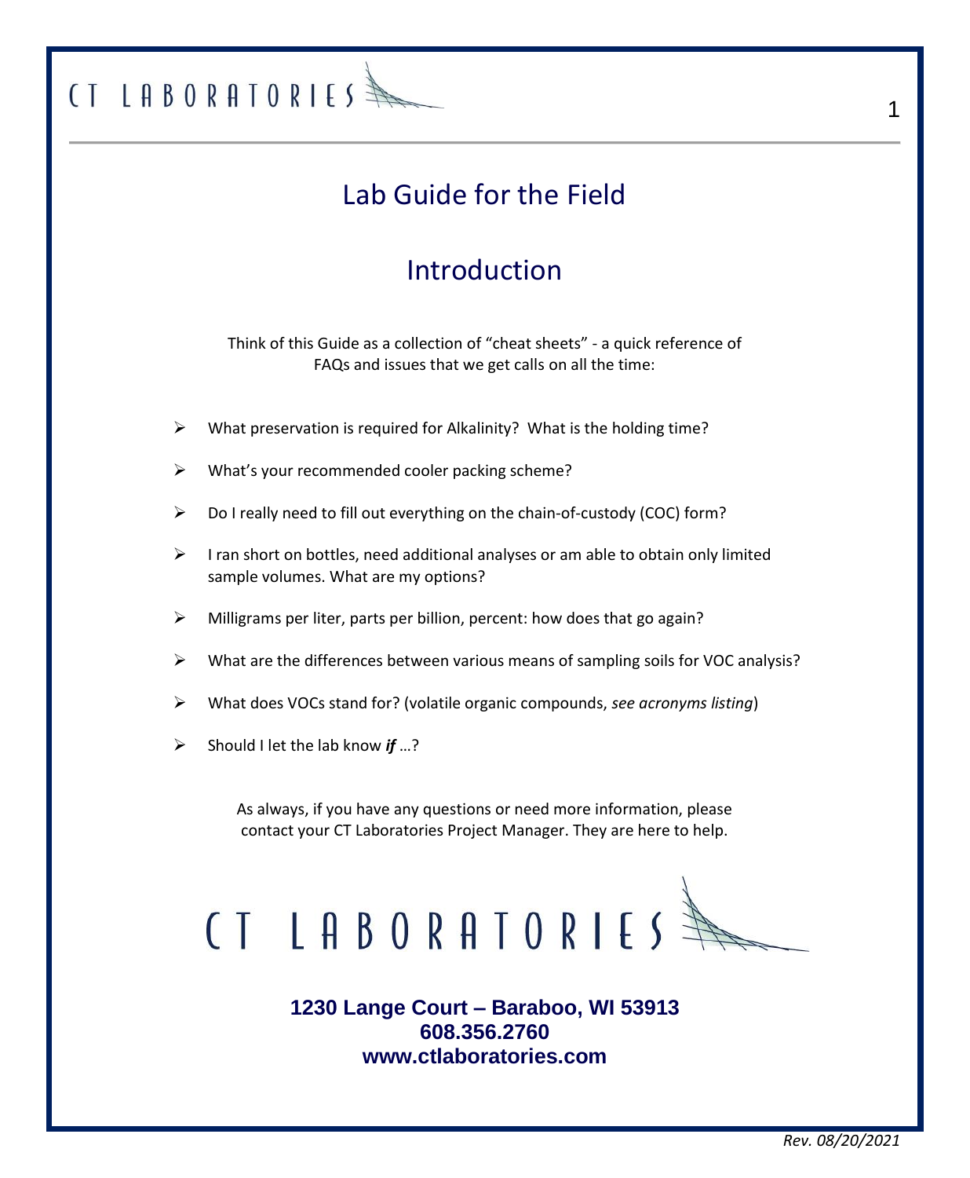# Lab Guide for the Field

## Introduction

Think of this Guide as a collection of "cheat sheets" - a quick reference of FAQs and issues that we get calls on all the time:

- What preservation is required for Alkalinity? What is the holding time?
- What's your recommended cooler packing scheme?
- Do I really need to fill out everything on the chain-of-custody (COC) form?
- I ran short on bottles, need additional analyses or am able to obtain only limited sample volumes. What are my options?
- Milligrams per liter, parts per billion, percent: how does that go again?
- What are the differences between various means of sampling soils for VOC analysis?
- What does VOCs stand for? (volatile organic compounds, *see acronyms listing*)
- Should I let the lab know ***if*** …?

As always, if you have any questions or need more information, please contact your CT Laboratories Project Manager. They are here to help.

CT LABORATORIES

**1230 Lange Court – Baraboo, WI 53913**
**608.356.2760**
**www.ctlaboratories.com**

*Rev. 08/20/2021*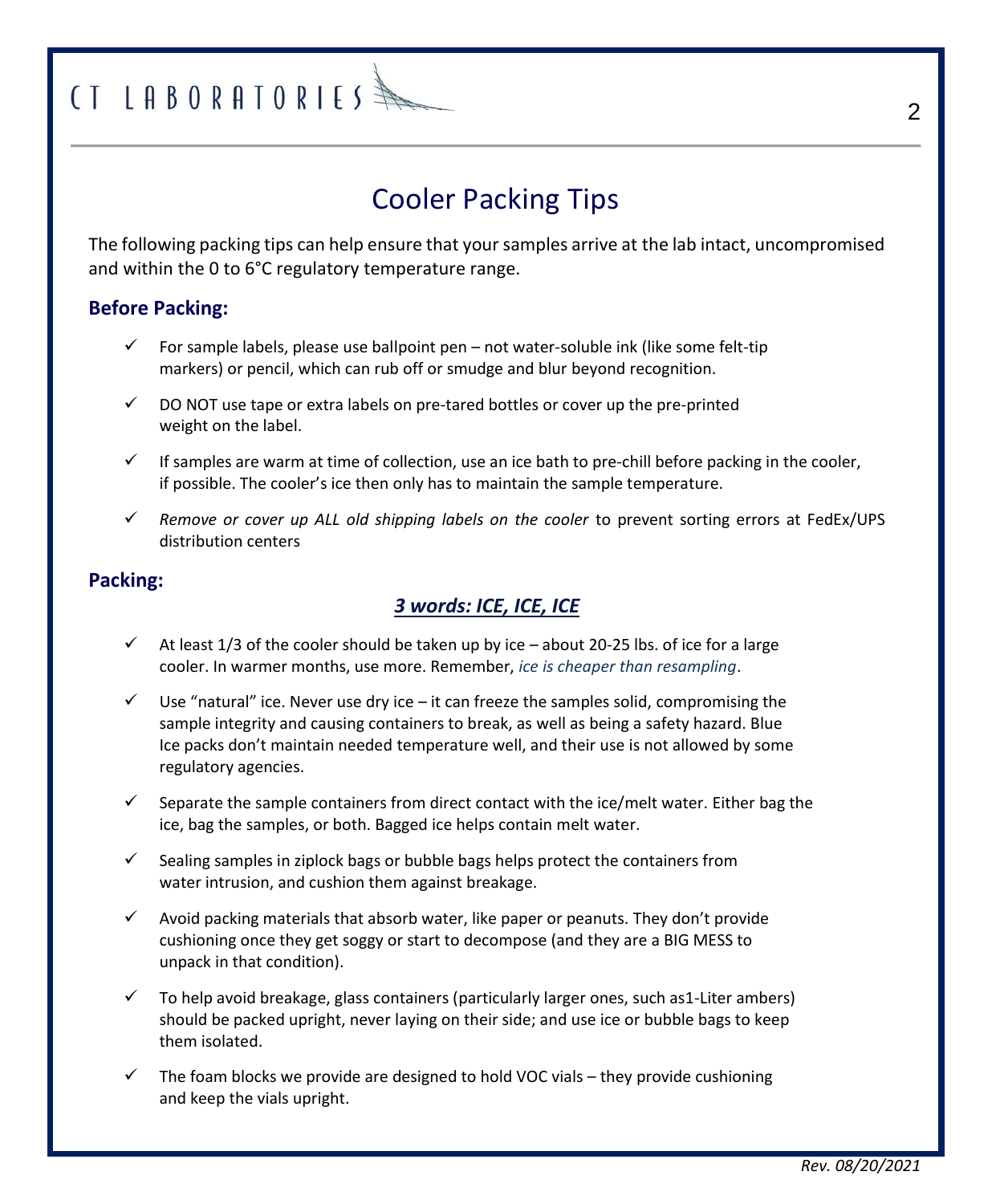# Cooler Packing Tips

The following packing tips can help ensure that your samples arrive at the lab intact, uncompromised and within the 0 to 6°C regulatory temperature range.

## Before Packing:

- ✓ For sample labels, please use ballpoint pen – not water-soluble ink (like some felt-tip markers) or pencil, which can rub off or smudge and blur beyond recognition.
- ✓ DO NOT use tape or extra labels on pre-tared bottles or cover up the pre-printed weight on the label.
- ✓ If samples are warm at time of collection, use an ice bath to pre-chill before packing in the cooler, if possible. The cooler's ice then only has to maintain the sample temperature.
- ✓ *Remove or cover up ALL old shipping labels on the cooler* to prevent sorting errors at FedEx/UPS distribution centers

## Packing:

***3 words: ICE, ICE, ICE***

- ✓ At least 1/3 of the cooler should be taken up by ice – about 20-25 lbs. of ice for a large cooler. In warmer months, use more. Remember, *ice is cheaper than resampling*.
- ✓ Use "natural" ice. Never use dry ice – it can freeze the samples solid, compromising the sample integrity and causing containers to break, as well as being a safety hazard. Blue Ice packs don't maintain needed temperature well, and their use is not allowed by some regulatory agencies.
- ✓ Separate the sample containers from direct contact with the ice/melt water. Either bag the ice, bag the samples, or both. Bagged ice helps contain melt water.
- ✓ Sealing samples in ziplock bags or bubble bags helps protect the containers from water intrusion, and cushion them against breakage.
- ✓ Avoid packing materials that absorb water, like paper or peanuts. They don't provide cushioning once they get soggy or start to decompose (and they are a BIG MESS to unpack in that condition).
- ✓ To help avoid breakage, glass containers (particularly larger ones, such as1-Liter ambers) should be packed upright, never laying on their side; and use ice or bubble bags to keep them isolated.
- ✓ The foam blocks we provide are designed to hold VOC vials – they provide cushioning and keep the vials upright.

*Rev. 08/20/2021*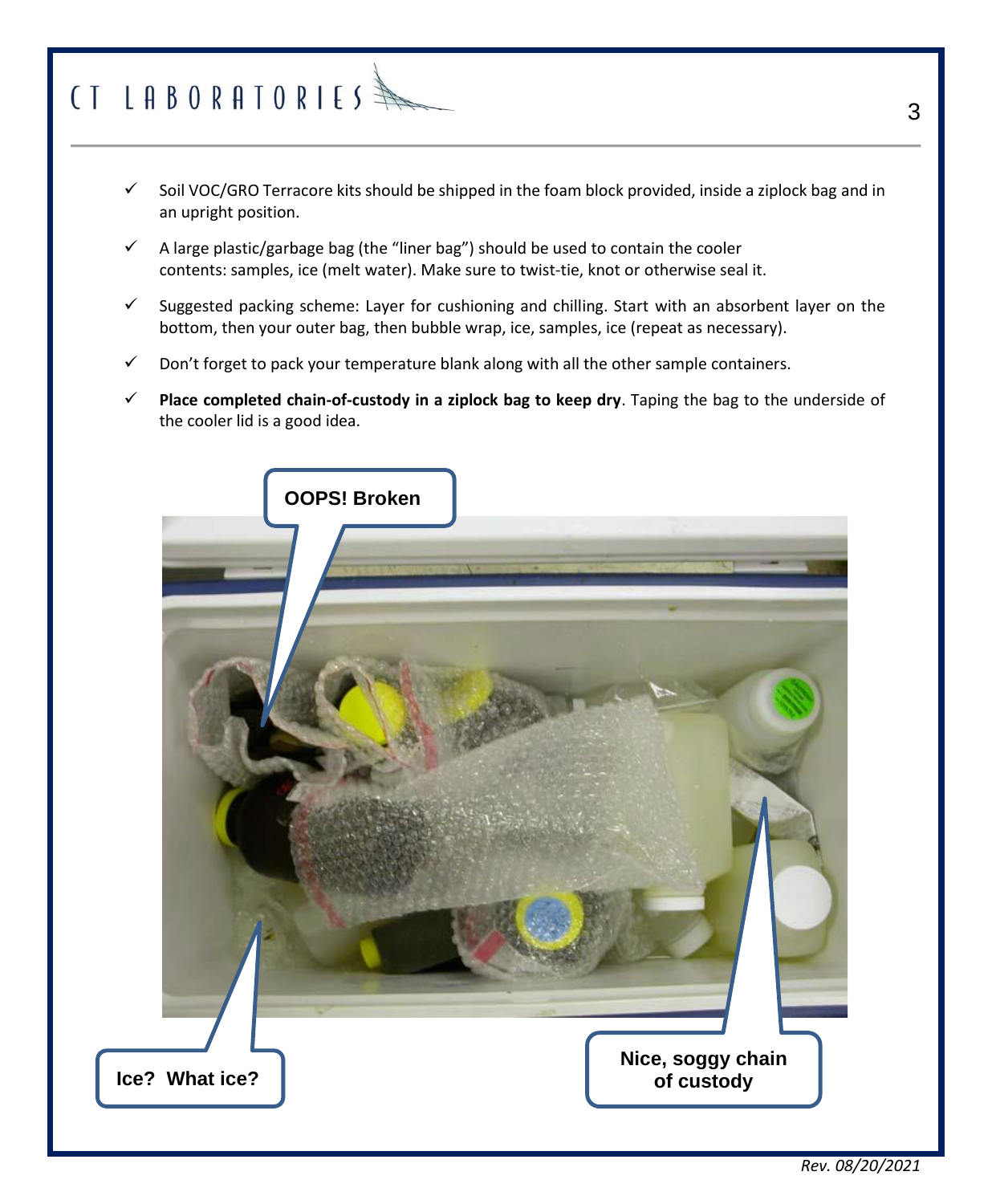- ✓ Soil VOC/GRO Terracore kits should be shipped in the foam block provided, inside a ziplock bag and in an upright position.
- ✓ A large plastic/garbage bag (the "liner bag") should be used to contain the cooler contents: samples, ice (melt water). Make sure to twist-tie, knot or otherwise seal it.
- ✓ Suggested packing scheme: Layer for cushioning and chilling. Start with an absorbent layer on the bottom, then your outer bag, then bubble wrap, ice, samples, ice (repeat as necessary).
- ✓ Don't forget to pack your temperature blank along with all the other sample containers.
- ✓ **Place completed chain-of-custody in a ziplock bag to keep dry**. Taping the bag to the underside of the cooler lid is a good idea.

**OOPS! Broken**

**Ice? What ice?**

**Nice, soggy chain of custody**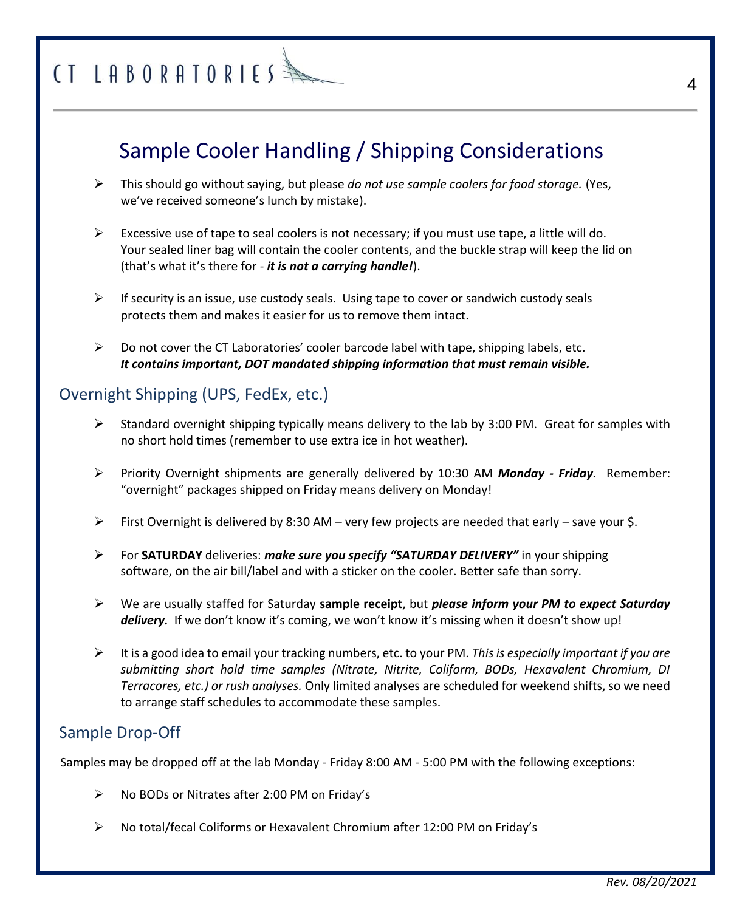# Sample Cooler Handling / Shipping Considerations

- This should go without saying, but please *do not use sample coolers for food storage.* (Yes, we've received someone's lunch by mistake).

- Excessive use of tape to seal coolers is not necessary; if you must use tape, a little will do. Your sealed liner bag will contain the cooler contents, and the buckle strap will keep the lid on (that's what it's there for - ***it is not a carrying handle!***).

- If security is an issue, use custody seals. Using tape to cover or sandwich custody seals protects them and makes it easier for us to remove them intact.

- Do not cover the CT Laboratories' cooler barcode label with tape, shipping labels, etc. ***It contains important, DOT mandated shipping information that must remain visible.***

## Overnight Shipping (UPS, FedEx, etc.)

- Standard overnight shipping typically means delivery to the lab by 3:00 PM. Great for samples with no short hold times (remember to use extra ice in hot weather).

- Priority Overnight shipments are generally delivered by 10:30 AM ***Monday - Friday***. Remember: "overnight" packages shipped on Friday means delivery on Monday!

- First Overnight is delivered by 8:30 AM – very few projects are needed that early – save your $.

- For **SATURDAY** deliveries: ***make sure you specify "SATURDAY DELIVERY"*** in your shipping software, on the air bill/label and with a sticker on the cooler. Better safe than sorry.

- We are usually staffed for Saturday **sample receipt**, but ***please inform your PM to expect Saturday delivery.*** If we don't know it's coming, we won't know it's missing when it doesn't show up!

- It is a good idea to email your tracking numbers, etc. to your PM. *This is especially important if you are submitting short hold time samples (Nitrate, Nitrite, Coliform, BODs, Hexavalent Chromium, DI Terracores, etc.) or rush analyses.* Only limited analyses are scheduled for weekend shifts, so we need to arrange staff schedules to accommodate these samples.

## Sample Drop-Off

Samples may be dropped off at the lab Monday - Friday 8:00 AM - 5:00 PM with the following exceptions:

- No BODs or Nitrates after 2:00 PM on Friday's

- No total/fecal Coliforms or Hexavalent Chromium after 12:00 PM on Friday's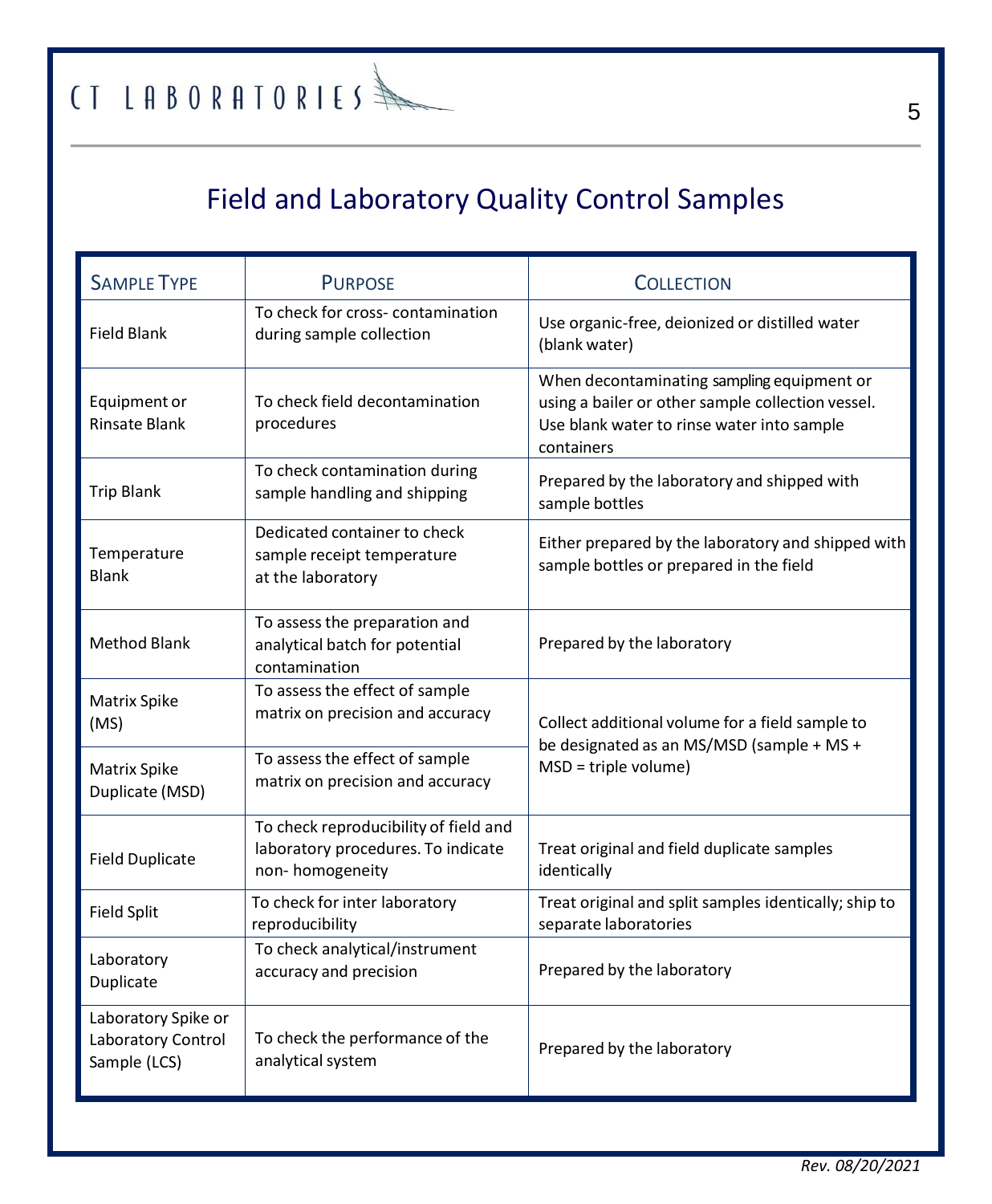# Field and Laboratory Quality Control Samples

| Sample Type | Purpose | Collection |
|---|---|---|
| Field Blank | To check for cross- contamination during sample collection | Use organic-free, deionized or distilled water (blank water) |
| Equipment or Rinsate Blank | To check field decontamination procedures | When decontaminating sampling equipment or using a bailer or other sample collection vessel. Use blank water to rinse water into sample containers |
| Trip Blank | To check contamination during sample handling and shipping | Prepared by the laboratory and shipped with sample bottles |
| Temperature Blank | Dedicated container to check sample receipt temperature at the laboratory | Either prepared by the laboratory and shipped with sample bottles or prepared in the field |
| Method Blank | To assess the preparation and analytical batch for potential contamination | Prepared by the laboratory |
| Matrix Spike (MS) | To assess the effect of sample matrix on precision and accuracy | Collect additional volume for a field sample to be designated as an MS/MSD (sample + MS + MSD = triple volume) |
| Matrix Spike Duplicate (MSD) | To assess the effect of sample matrix on precision and accuracy | |
| Field Duplicate | To check reproducibility of field and laboratory procedures. To indicate non- homogeneity | Treat original and field duplicate samples identically |
| Field Split | To check for inter laboratory reproducibility | Treat original and split samples identically; ship to separate laboratories |
| Laboratory Duplicate | To check analytical/instrument accuracy and precision | Prepared by the laboratory |
| Laboratory Spike or Laboratory Control Sample (LCS) | To check the performance of the analytical system | Prepared by the laboratory |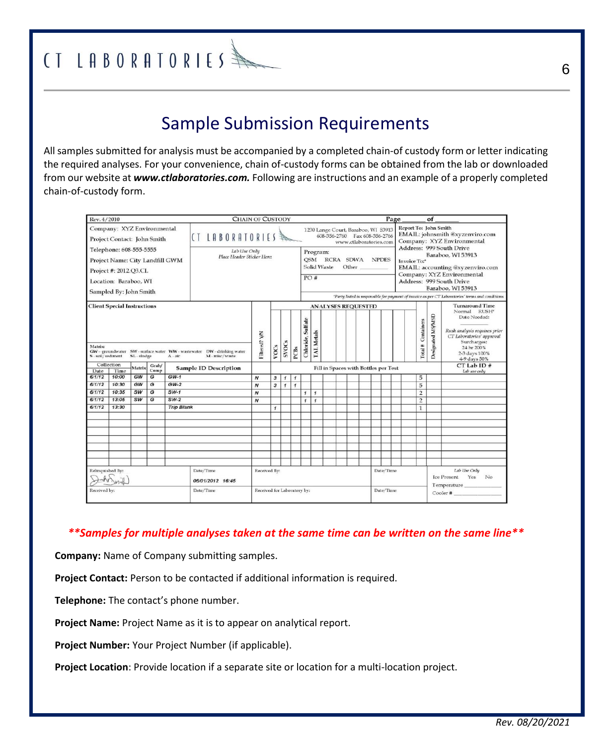# Sample Submission Requirements

All samples submitted for analysis must be accompanied by a completed chain-of custody form or letter indicating the required analyses. For your convenience, chain of-custody forms can be obtained from the lab or downloaded from our website at ***www.ctlaboratories.com.*** Following are instructions and an example of a properly completed chain-of-custody form.

Rev. 4/2010 — CHAIN OF CUSTODY — Page ______ of ______

Company: XYZ Environmental
Project Contact: John Smith
Telephone: 608-555-5555
Project Name: City Landfill GWM
Project #: 2012.Q3.CL
Location: Baraboo, WI
Sampled By: John Smith

CT LABORATORIES — 1230 Lange Court, Baraboo, WI 53913 — 608-356-2760 Fax 608-356-2766 — www.ctlaboratories.com

*Lab Use Only — Place Header Sticker Here*

Program: QSM RCRA SDWA NPDES Solid Waste Other ______
PO #

Report To: John Smith
EMAIL: johnsmith@xyzenviro.com
Company: XYZ Environmental
Address: 999 South Drive, Baraboo, WI 53913

Invoice To:*
EMAIL: accounting@xyzenviro.com
Company: XYZ Environmental
Address: 999 South Drive, Baraboo, WI 53913

*\*Party listed is responsible for payment of invoice as per CT Laboratories' terms and conditions*

Client Special Instructions

Matrix: GW - groundwater SW - surface water WW - wastewater DW - drinking water S - soil/sediment SL - sludge A - air M - misc/waste

Turnaround Time: Normal RUSH* — Date Needed: ______ — *Rush analysis requires prior CT Laboratories' approval* — Surcharges: 24 hr 200%, 2-3 days 100%, 4-9 days 50%

| Collection Date | Collection Time | Matrix | Grab/Comp | Sample ID Description | Filtered? Y/N | VOCs | SVOCs | PCBs | Chloride, Sulfate | TAL Metals | Total # Containers | Designated MS/MSD | CT Lab ID # (Lab use only) |
|---|---|---|---|---|---|---|---|---|---|---|---|---|---|
| 6/1/12 | 10:00 | GW | G | GW-1 | N | 3 | 1 | 1 | | | 5 | | |
| 6/1/12 | 10:30 | GW | G | GW-2 | N | 3 | 1 | 1 | | | 5 | | |
| 6/1/12 | 10:35 | SW | G | SW-1 | N | | | | 1 | 1 | 2 | | |
| 6/1/12 | 13:05 | SW | G | SW-2 | N | | | | 1 | 1 | 2 | | |
| 6/1/12 | 13:30 | | | Trip Blank | | 1 | | | | | 1 | | |

(Fill in Spaces with Bottles per Test)

| Relinquished By: | Date/Time | Received By: | Date/Time | Lab Use Only |
|---|---|---|---|---|
| John Smith (signature) | 06/01/2012 16:45 | | | Ice Present Yes No |
| Received by: | Date/Time | Received for Laboratory by: | Date/Time | Temperature ______ Cooler # ______ |

***\*\*Samples for multiple analyses taken at the same time can be written on the same line\*\****

**Company:** Name of Company submitting samples.

**Project Contact:** Person to be contacted if additional information is required.

**Telephone:** The contact's phone number.

**Project Name:** Project Name as it is to appear on analytical report.

**Project Number:** Your Project Number (if applicable).

**Project Location**: Provide location if a separate site or location for a multi-location project.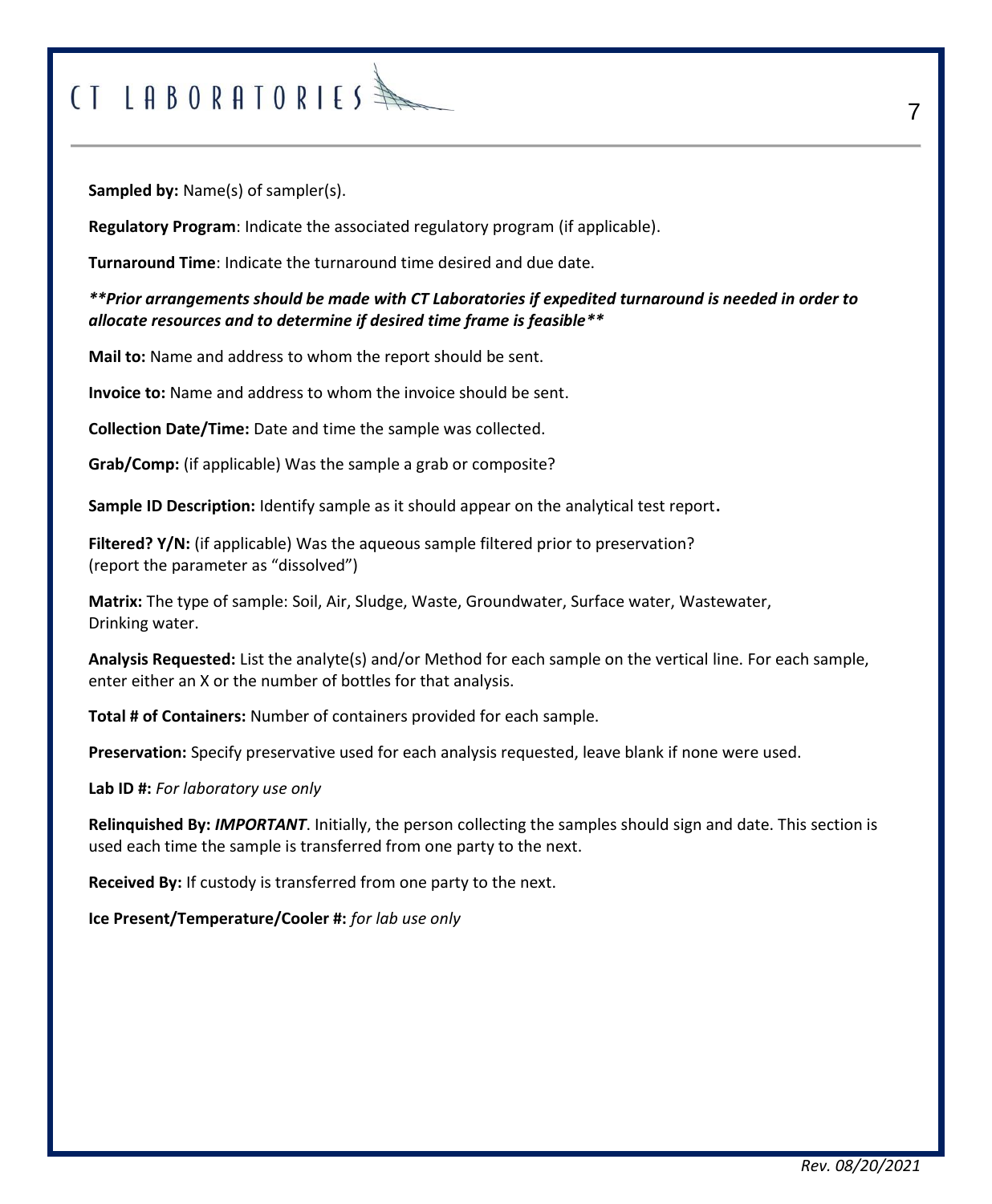**Sampled by:** Name(s) of sampler(s).

**Regulatory Program**: Indicate the associated regulatory program (if applicable).

**Turnaround Time**: Indicate the turnaround time desired and due date.

***\*\*Prior arrangements should be made with CT Laboratories if expedited turnaround is needed in order to allocate resources and to determine if desired time frame is feasible\*\****

**Mail to:** Name and address to whom the report should be sent.

**Invoice to:** Name and address to whom the invoice should be sent.

**Collection Date/Time:** Date and time the sample was collected.

**Grab/Comp:** (if applicable) Was the sample a grab or composite?

**Sample ID Description:** Identify sample as it should appear on the analytical test report**.**

**Filtered? Y/N:** (if applicable) Was the aqueous sample filtered prior to preservation? (report the parameter as “dissolved”)

**Matrix:** The type of sample: Soil, Air, Sludge, Waste, Groundwater, Surface water, Wastewater, Drinking water.

**Analysis Requested:** List the analyte(s) and/or Method for each sample on the vertical line. For each sample, enter either an X or the number of bottles for that analysis.

**Total # of Containers:** Number of containers provided for each sample.

**Preservation:** Specify preservative used for each analysis requested, leave blank if none were used.

**Lab ID #:** *For laboratory use only*

**Relinquished By:** ***IMPORTANT***. Initially, the person collecting the samples should sign and date. This section is used each time the sample is transferred from one party to the next.

**Received By:** If custody is transferred from one party to the next.

**Ice Present/Temperature/Cooler #:** *for lab use only*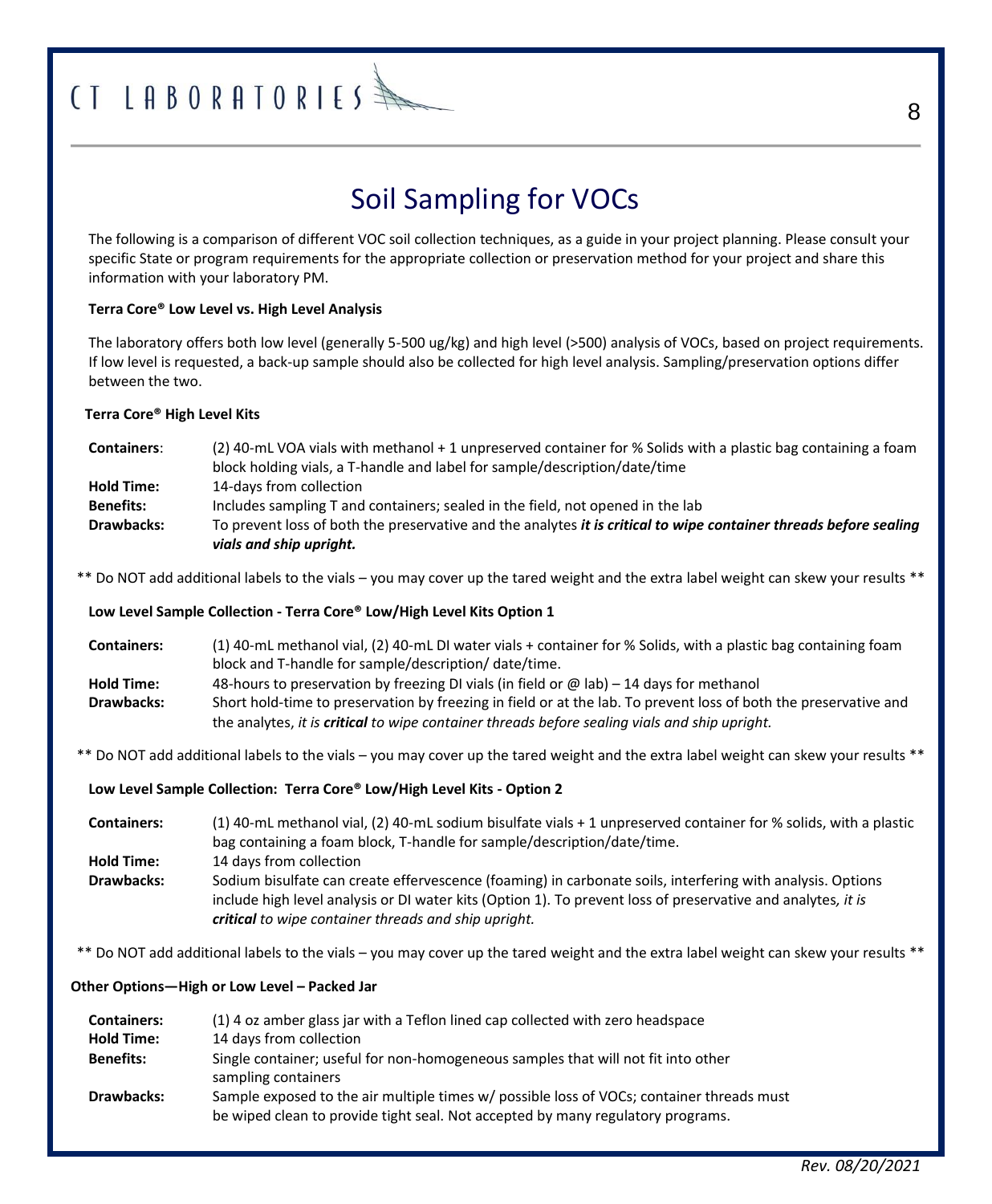# Soil Sampling for VOCs

The following is a comparison of different VOC soil collection techniques, as a guide in your project planning. Please consult your specific State or program requirements for the appropriate collection or preservation method for your project and share this information with your laboratory PM.

**Terra Core® Low Level vs. High Level Analysis**

The laboratory offers both low level (generally 5-500 ug/kg) and high level (>500) analysis of VOCs, based on project requirements. If low level is requested, a back-up sample should also be collected for high level analysis. Sampling/preservation options differ between the two.

**Terra Core® High Level Kits**

**Containers**: (2) 40-mL VOA vials with methanol + 1 unpreserved container for % Solids with a plastic bag containing a foam block holding vials, a T-handle and label for sample/description/date/time

**Hold Time:** 14-days from collection

**Benefits:** Includes sampling T and containers; sealed in the field, not opened in the lab

**Drawbacks:** To prevent loss of both the preservative and the analytes ***it is critical to wipe container threads before sealing vials and ship upright.***

** Do NOT add additional labels to the vials – you may cover up the tared weight and the extra label weight can skew your results **

**Low Level Sample Collection - Terra Core® Low/High Level Kits Option 1**

**Containers:** (1) 40-mL methanol vial, (2) 40-mL DI water vials + container for % Solids, with a plastic bag containing foam block and T-handle for sample/description/ date/time.

**Hold Time:** 48-hours to preservation by freezing DI vials (in field or @ lab) – 14 days for methanol

**Drawbacks:** Short hold-time to preservation by freezing in field or at the lab. To prevent loss of both the preservative and the analytes, *it is* ***critical*** *to wipe container threads before sealing vials and ship upright.*

** Do NOT add additional labels to the vials – you may cover up the tared weight and the extra label weight can skew your results **

**Low Level Sample Collection: Terra Core® Low/High Level Kits - Option 2**

**Containers:** (1) 40-mL methanol vial, (2) 40-mL sodium bisulfate vials + 1 unpreserved container for % solids, with a plastic bag containing a foam block, T-handle for sample/description/date/time.

**Hold Time:** 14 days from collection

**Drawbacks:** Sodium bisulfate can create effervescence (foaming) in carbonate soils, interfering with analysis. Options include high level analysis or DI water kits (Option 1). To prevent loss of preservative and analytes*, it is* ***critical*** *to wipe container threads and ship upright.*

** Do NOT add additional labels to the vials – you may cover up the tared weight and the extra label weight can skew your results **

**Other Options—High or Low Level – Packed Jar**

**Containers:** (1) 4 oz amber glass jar with a Teflon lined cap collected with zero headspace

**Hold Time:** 14 days from collection

**Benefits:** Single container; useful for non-homogeneous samples that will not fit into other sampling containers

**Drawbacks:** Sample exposed to the air multiple times w/ possible loss of VOCs; container threads must be wiped clean to provide tight seal. Not accepted by many regulatory programs.

*Rev. 08/20/2021*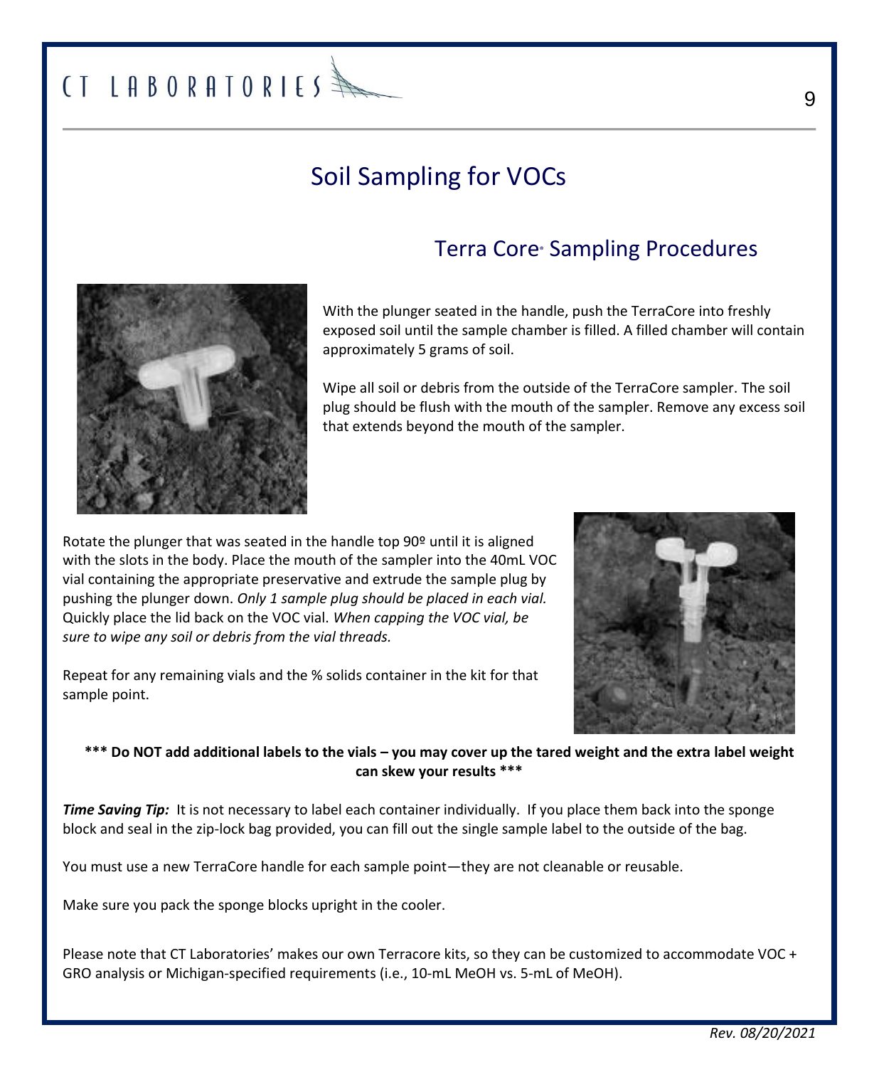# Soil Sampling for VOCs

## Terra Core® Sampling Procedures

With the plunger seated in the handle, push the TerraCore into freshly exposed soil until the sample chamber is filled. A filled chamber will contain approximately 5 grams of soil.

Wipe all soil or debris from the outside of the TerraCore sampler. The soil plug should be flush with the mouth of the sampler. Remove any excess soil that extends beyond the mouth of the sampler.

Rotate the plunger that was seated in the handle top 90º until it is aligned with the slots in the body. Place the mouth of the sampler into the 40mL VOC vial containing the appropriate preservative and extrude the sample plug by pushing the plunger down. *Only 1 sample plug should be placed in each vial.* Quickly place the lid back on the VOC vial. *When capping the VOC vial, be sure to wipe any soil or debris from the vial threads.*

Repeat for any remaining vials and the % solids container in the kit for that sample point.

**\*\*\* Do NOT add additional labels to the vials – you may cover up the tared weight and the extra label weight can skew your results \*\*\***

***Time Saving Tip:*** It is not necessary to label each container individually. If you place them back into the sponge block and seal in the zip-lock bag provided, you can fill out the single sample label to the outside of the bag.

You must use a new TerraCore handle for each sample point—they are not cleanable or reusable.

Make sure you pack the sponge blocks upright in the cooler.

Please note that CT Laboratories' makes our own Terracore kits, so they can be customized to accommodate VOC + GRO analysis or Michigan-specified requirements (i.e., 10-mL MeOH vs. 5-mL of MeOH).

*Rev. 08/20/2021*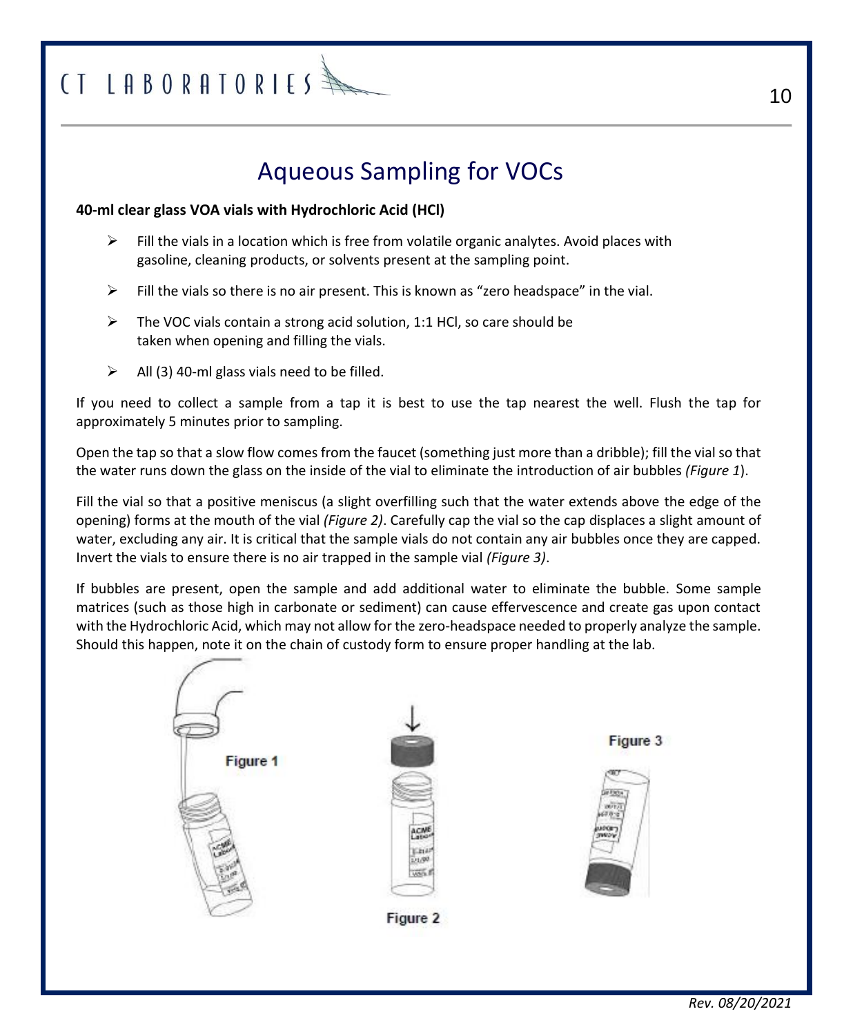# Aqueous Sampling for VOCs

**40-ml clear glass VOA vials with Hydrochloric Acid (HCl)**

- Fill the vials in a location which is free from volatile organic analytes. Avoid places with gasoline, cleaning products, or solvents present at the sampling point.
- Fill the vials so there is no air present. This is known as "zero headspace" in the vial.
- The VOC vials contain a strong acid solution, 1:1 HCl, so care should be taken when opening and filling the vials.
- All (3) 40-ml glass vials need to be filled.

If you need to collect a sample from a tap it is best to use the tap nearest the well. Flush the tap for approximately 5 minutes prior to sampling.

Open the tap so that a slow flow comes from the faucet (something just more than a dribble); fill the vial so that the water runs down the glass on the inside of the vial to eliminate the introduction of air bubbles *(Figure 1*).

Fill the vial so that a positive meniscus (a slight overfilling such that the water extends above the edge of the opening) forms at the mouth of the vial *(Figure 2)*. Carefully cap the vial so the cap displaces a slight amount of water, excluding any air. It is critical that the sample vials do not contain any air bubbles once they are capped. Invert the vials to ensure there is no air trapped in the sample vial *(Figure 3)*.

If bubbles are present, open the sample and add additional water to eliminate the bubble. Some sample matrices (such as those high in carbonate or sediment) can cause effervescence and create gas upon contact with the Hydrochloric Acid, which may not allow for the zero-headspace needed to properly analyze the sample. Should this happen, note it on the chain of custody form to ensure proper handling at the lab.

Figure 1

Figure 2

Figure 3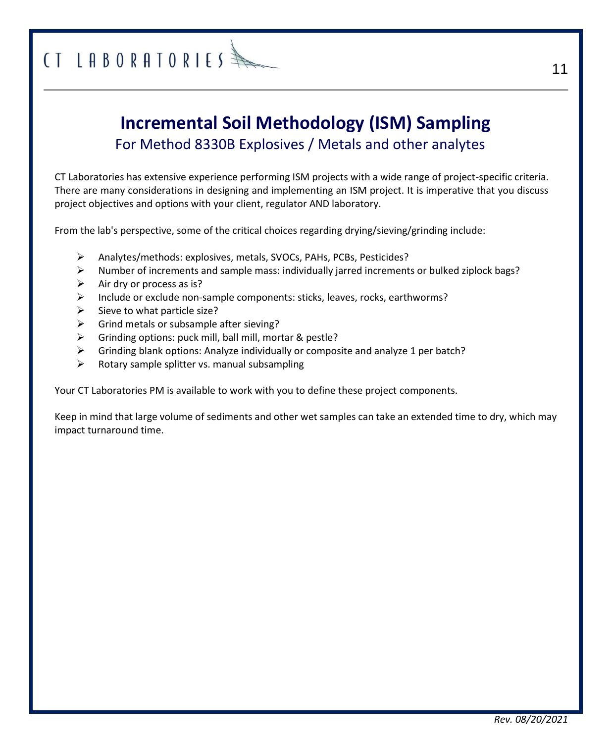# Incremental Soil Methodology (ISM) Sampling

## For Method 8330B Explosives / Metals and other analytes

CT Laboratories has extensive experience performing ISM projects with a wide range of project-specific criteria. There are many considerations in designing and implementing an ISM project. It is imperative that you discuss project objectives and options with your client, regulator AND laboratory.

From the lab's perspective, some of the critical choices regarding drying/sieving/grinding include:

- Analytes/methods: explosives, metals, SVOCs, PAHs, PCBs, Pesticides?
- Number of increments and sample mass: individually jarred increments or bulked ziplock bags?
- Air dry or process as is?
- Include or exclude non-sample components: sticks, leaves, rocks, earthworms?
- Sieve to what particle size?
- Grind metals or subsample after sieving?
- Grinding options: puck mill, ball mill, mortar & pestle?
- Grinding blank options: Analyze individually or composite and analyze 1 per batch?
- Rotary sample splitter vs. manual subsampling

Your CT Laboratories PM is available to work with you to define these project components.

Keep in mind that large volume of sediments and other wet samples can take an extended time to dry, which may impact turnaround time.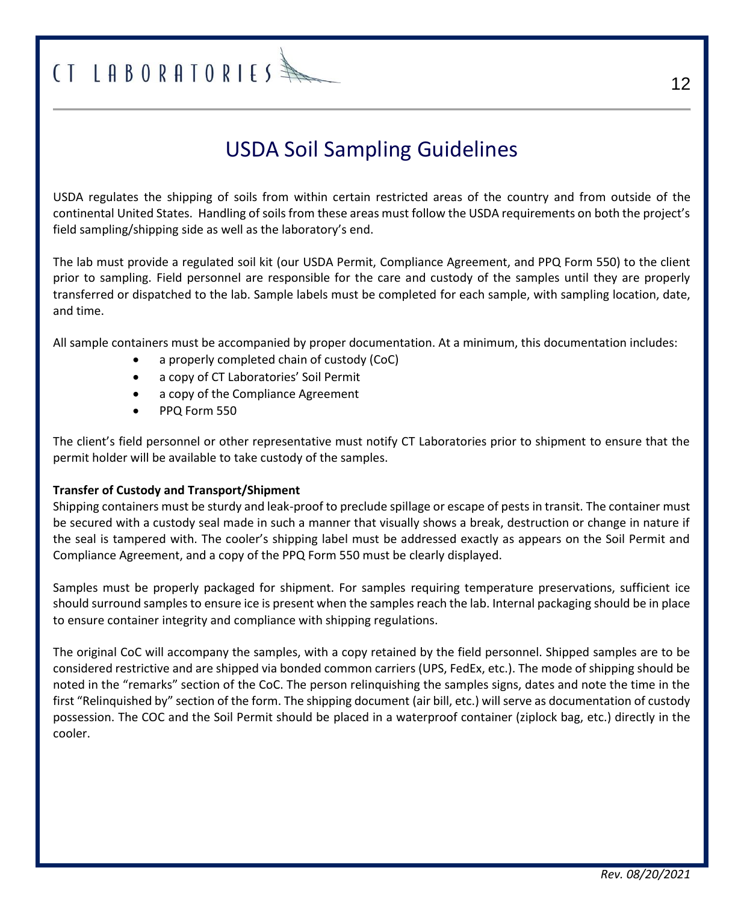# USDA Soil Sampling Guidelines

USDA regulates the shipping of soils from within certain restricted areas of the country and from outside of the continental United States. Handling of soils from these areas must follow the USDA requirements on both the project's field sampling/shipping side as well as the laboratory's end.

The lab must provide a regulated soil kit (our USDA Permit, Compliance Agreement, and PPQ Form 550) to the client prior to sampling. Field personnel are responsible for the care and custody of the samples until they are properly transferred or dispatched to the lab. Sample labels must be completed for each sample, with sampling location, date, and time.

All sample containers must be accompanied by proper documentation. At a minimum, this documentation includes:

- a properly completed chain of custody (CoC)
- a copy of CT Laboratories' Soil Permit
- a copy of the Compliance Agreement
- PPQ Form 550

The client's field personnel or other representative must notify CT Laboratories prior to shipment to ensure that the permit holder will be available to take custody of the samples.

**Transfer of Custody and Transport/Shipment**

Shipping containers must be sturdy and leak-proof to preclude spillage or escape of pests in transit. The container must be secured with a custody seal made in such a manner that visually shows a break, destruction or change in nature if the seal is tampered with. The cooler's shipping label must be addressed exactly as appears on the Soil Permit and Compliance Agreement, and a copy of the PPQ Form 550 must be clearly displayed.

Samples must be properly packaged for shipment. For samples requiring temperature preservations, sufficient ice should surround samples to ensure ice is present when the samples reach the lab. Internal packaging should be in place to ensure container integrity and compliance with shipping regulations.

The original CoC will accompany the samples, with a copy retained by the field personnel. Shipped samples are to be considered restrictive and are shipped via bonded common carriers (UPS, FedEx, etc.). The mode of shipping should be noted in the "remarks" section of the CoC. The person relinquishing the samples signs, dates and note the time in the first "Relinquished by" section of the form. The shipping document (air bill, etc.) will serve as documentation of custody possession. The COC and the Soil Permit should be placed in a waterproof container (ziplock bag, etc.) directly in the cooler.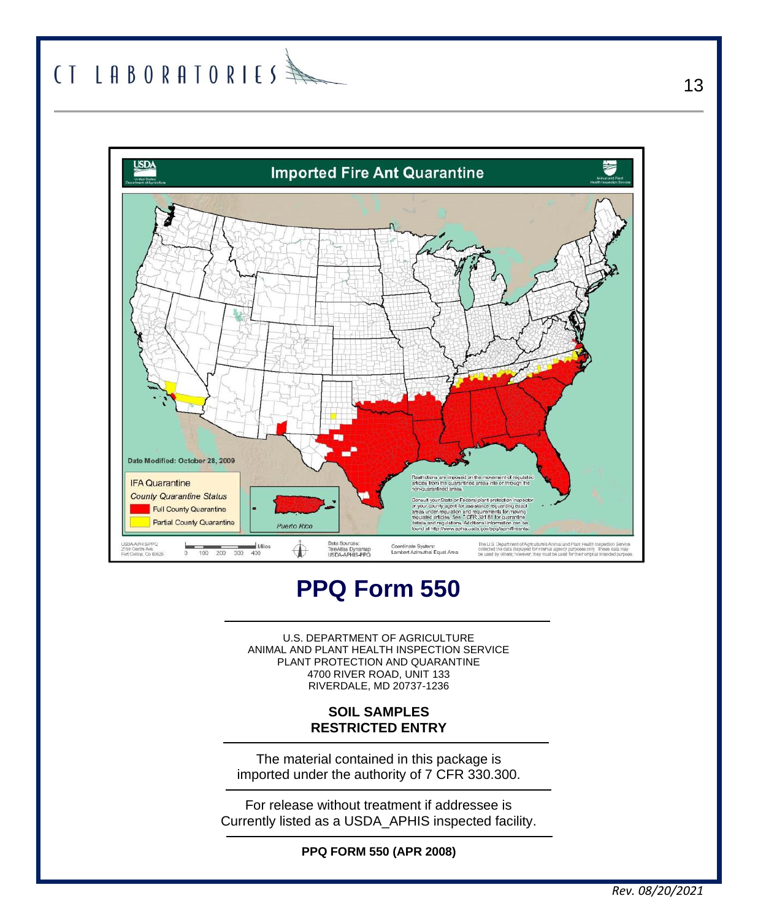# Imported Fire Ant Quarantine

Date Modified: October 28, 2009

IFA Quarantine

*County Quarantine Status*

- Full County Quarantine
- Partial County Quarantine

Puerto Rico

Restrictions are imposed on the movement of regulated articles from the quarantined areas into or through the non-quarantined areas.

Consult your State or Federal plant protection inspector or your county agent for assistance regarding exact areas under regulation and requirements for moving regulated articles. See 7 CFR 301.81 for quarantine details and regulations. Additional information can be found at http://www.aphis.usda.gov/ppq/ispm/fireants/

USDA-APHIS-PPQ
2150 Centre Ave.
Fort Collins, Co 80526

Miles 0 100 200 300 400

Data Sources: TeleAtlas Dynamap USDA-APHIS-PPQ

Coordinate System: Lambert Azimuthal Equal Area

The U.S. Department of Agriculture's Animal and Plant Health Inspection Service collected the data displayed for internal agency purposes only. These data may be used by others; however, they must be used for their original intended purpose.

# PPQ Form 550

U.S. DEPARTMENT OF AGRICULTURE
ANIMAL AND PLANT HEALTH INSPECTION SERVICE
PLANT PROTECTION AND QUARANTINE
4700 RIVER ROAD, UNIT 133
RIVERDALE, MD 20737-1236

**SOIL SAMPLES**
**RESTRICTED ENTRY**

The material contained in this package is imported under the authority of 7 CFR 330.300.

For release without treatment if addressee is Currently listed as a USDA_APHIS inspected facility.

**PPQ FORM 550 (APR 2008)**

*Rev. 08/20/2021*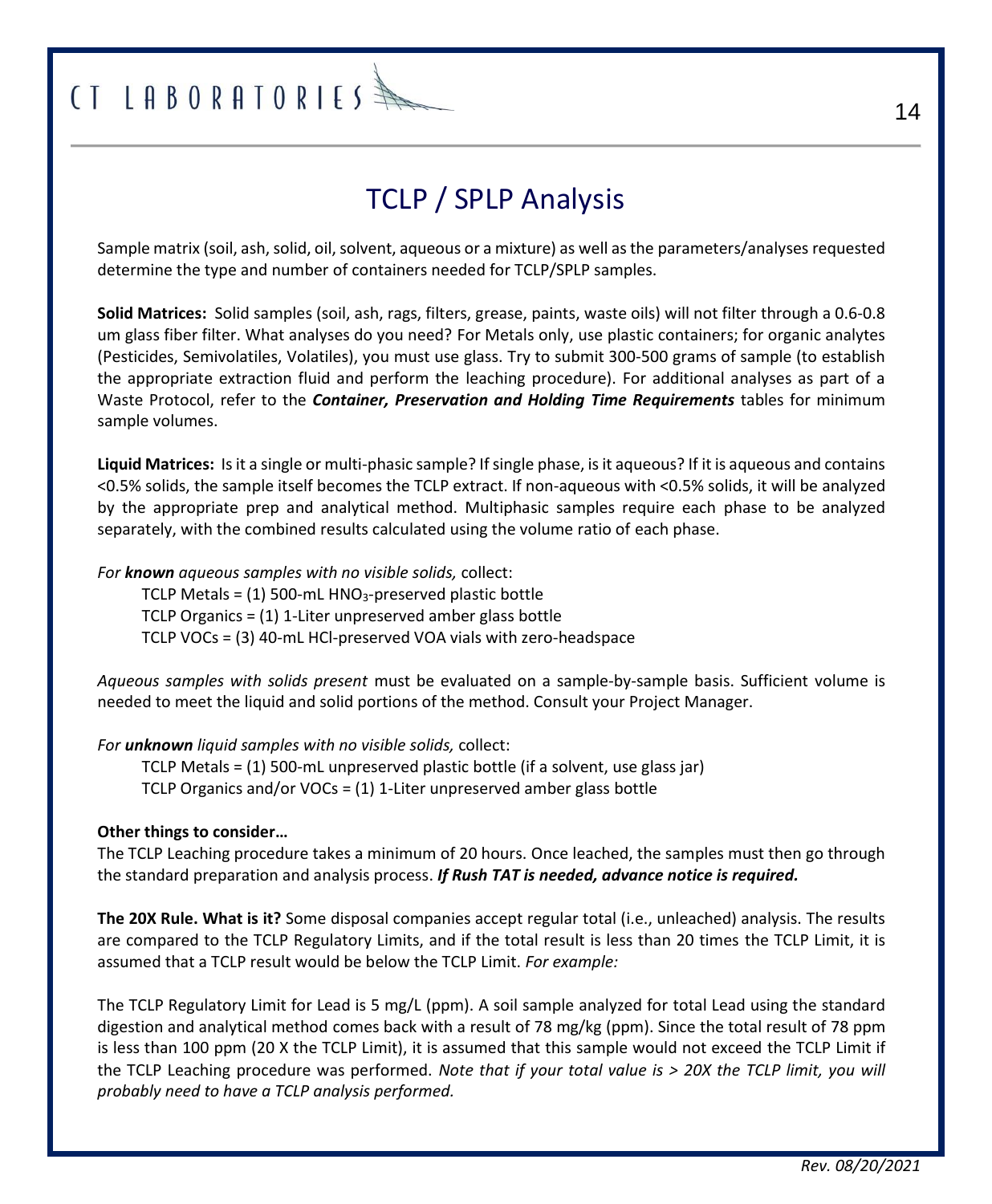# TCLP / SPLP Analysis

Sample matrix (soil, ash, solid, oil, solvent, aqueous or a mixture) as well as the parameters/analyses requested determine the type and number of containers needed for TCLP/SPLP samples.

**Solid Matrices:** Solid samples (soil, ash, rags, filters, grease, paints, waste oils) will not filter through a 0.6-0.8 um glass fiber filter. What analyses do you need? For Metals only, use plastic containers; for organic analytes (Pesticides, Semivolatiles, Volatiles), you must use glass. Try to submit 300-500 grams of sample (to establish the appropriate extraction fluid and perform the leaching procedure). For additional analyses as part of a Waste Protocol, refer to the ***Container, Preservation and Holding Time Requirements*** tables for minimum sample volumes.

**Liquid Matrices:** Is it a single or multi-phasic sample? If single phase, is it aqueous? If it is aqueous and contains <0.5% solids, the sample itself becomes the TCLP extract. If non-aqueous with <0.5% solids, it will be analyzed by the appropriate prep and analytical method. Multiphasic samples require each phase to be analyzed separately, with the combined results calculated using the volume ratio of each phase.

*For **known** aqueous samples with no visible solids,* collect:

- TCLP Metals = (1) 500-mL $HNO_3$-preserved plastic bottle
- TCLP Organics = (1) 1-Liter unpreserved amber glass bottle
- TCLP VOCs = (3) 40-mL HCl-preserved VOA vials with zero-headspace

*Aqueous samples with solids present* must be evaluated on a sample-by-sample basis. Sufficient volume is needed to meet the liquid and solid portions of the method. Consult your Project Manager.

*For **unknown** liquid samples with no visible solids,* collect:

- TCLP Metals = (1) 500-mL unpreserved plastic bottle (if a solvent, use glass jar)
- TCLP Organics and/or VOCs = (1) 1-Liter unpreserved amber glass bottle

**Other things to consider…**

The TCLP Leaching procedure takes a minimum of 20 hours. Once leached, the samples must then go through the standard preparation and analysis process. ***If Rush TAT is needed, advance notice is required.***

**The 20X Rule. What is it?** Some disposal companies accept regular total (i.e., unleached) analysis. The results are compared to the TCLP Regulatory Limits, and if the total result is less than 20 times the TCLP Limit, it is assumed that a TCLP result would be below the TCLP Limit. *For example:*

The TCLP Regulatory Limit for Lead is 5 mg/L (ppm). A soil sample analyzed for total Lead using the standard digestion and analytical method comes back with a result of 78 mg/kg (ppm). Since the total result of 78 ppm is less than 100 ppm (20 X the TCLP Limit), it is assumed that this sample would not exceed the TCLP Limit if the TCLP Leaching procedure was performed. *Note that if your total value is > 20X the TCLP limit, you will probably need to have a TCLP analysis performed.*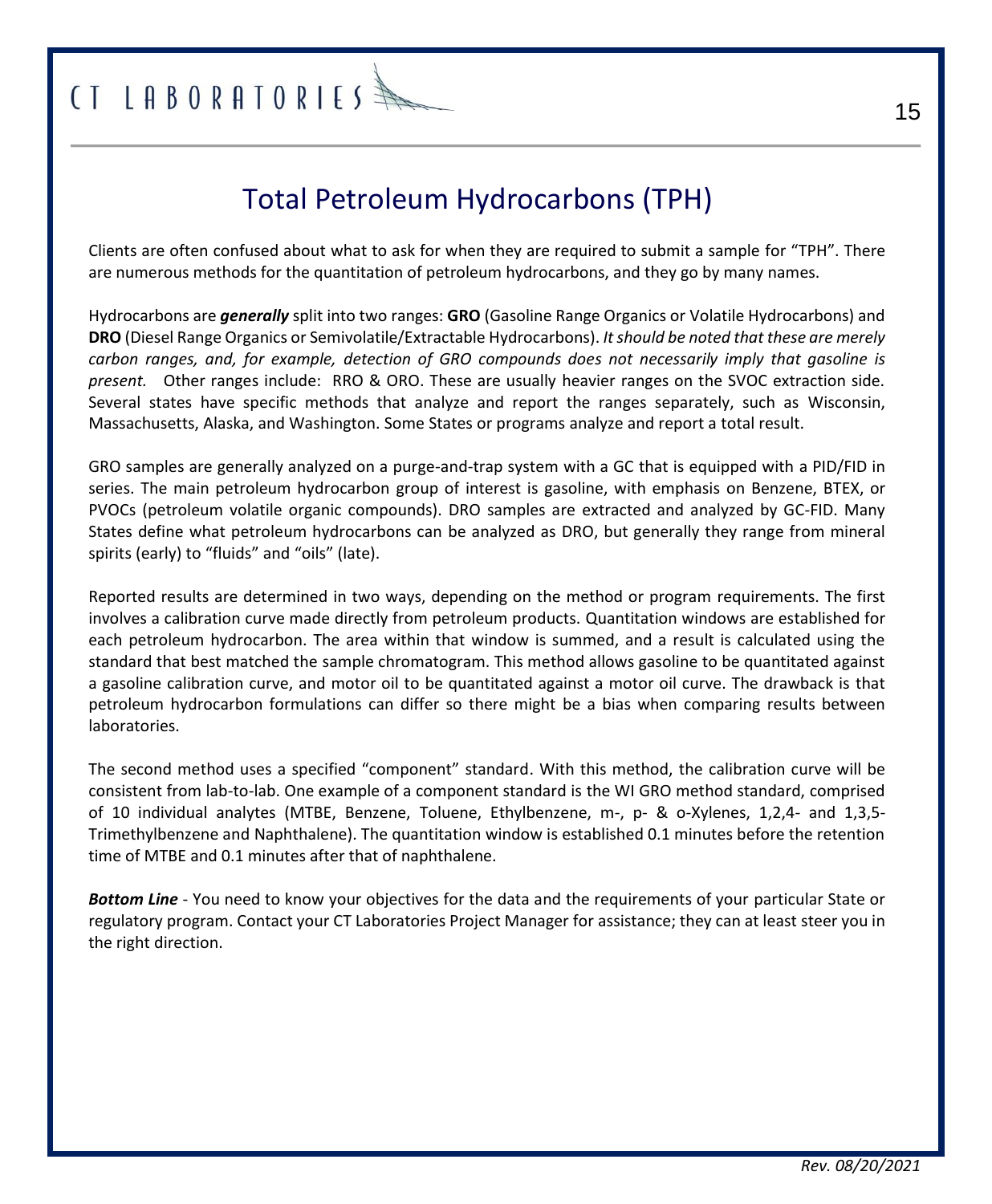# Total Petroleum Hydrocarbons (TPH)

Clients are often confused about what to ask for when they are required to submit a sample for "TPH". There are numerous methods for the quantitation of petroleum hydrocarbons, and they go by many names.

Hydrocarbons are ***generally*** split into two ranges: **GRO** (Gasoline Range Organics or Volatile Hydrocarbons) and **DRO** (Diesel Range Organics or Semivolatile/Extractable Hydrocarbons). *It should be noted that these are merely carbon ranges, and, for example, detection of GRO compounds does not necessarily imply that gasoline is present.* Other ranges include: RRO & ORO. These are usually heavier ranges on the SVOC extraction side. Several states have specific methods that analyze and report the ranges separately, such as Wisconsin, Massachusetts, Alaska, and Washington. Some States or programs analyze and report a total result.

GRO samples are generally analyzed on a purge-and-trap system with a GC that is equipped with a PID/FID in series. The main petroleum hydrocarbon group of interest is gasoline, with emphasis on Benzene, BTEX, or PVOCs (petroleum volatile organic compounds). DRO samples are extracted and analyzed by GC-FID. Many States define what petroleum hydrocarbons can be analyzed as DRO, but generally they range from mineral spirits (early) to "fluids" and "oils" (late).

Reported results are determined in two ways, depending on the method or program requirements. The first involves a calibration curve made directly from petroleum products. Quantitation windows are established for each petroleum hydrocarbon. The area within that window is summed, and a result is calculated using the standard that best matched the sample chromatogram. This method allows gasoline to be quantitated against a gasoline calibration curve, and motor oil to be quantitated against a motor oil curve. The drawback is that petroleum hydrocarbon formulations can differ so there might be a bias when comparing results between laboratories.

The second method uses a specified "component" standard. With this method, the calibration curve will be consistent from lab-to-lab. One example of a component standard is the WI GRO method standard, comprised of 10 individual analytes (MTBE, Benzene, Toluene, Ethylbenzene, m-, p- & o-Xylenes, 1,2,4- and 1,3,5-Trimethylbenzene and Naphthalene). The quantitation window is established 0.1 minutes before the retention time of MTBE and 0.1 minutes after that of naphthalene.

***Bottom Line*** - You need to know your objectives for the data and the requirements of your particular State or regulatory program. Contact your CT Laboratories Project Manager for assistance; they can at least steer you in the right direction.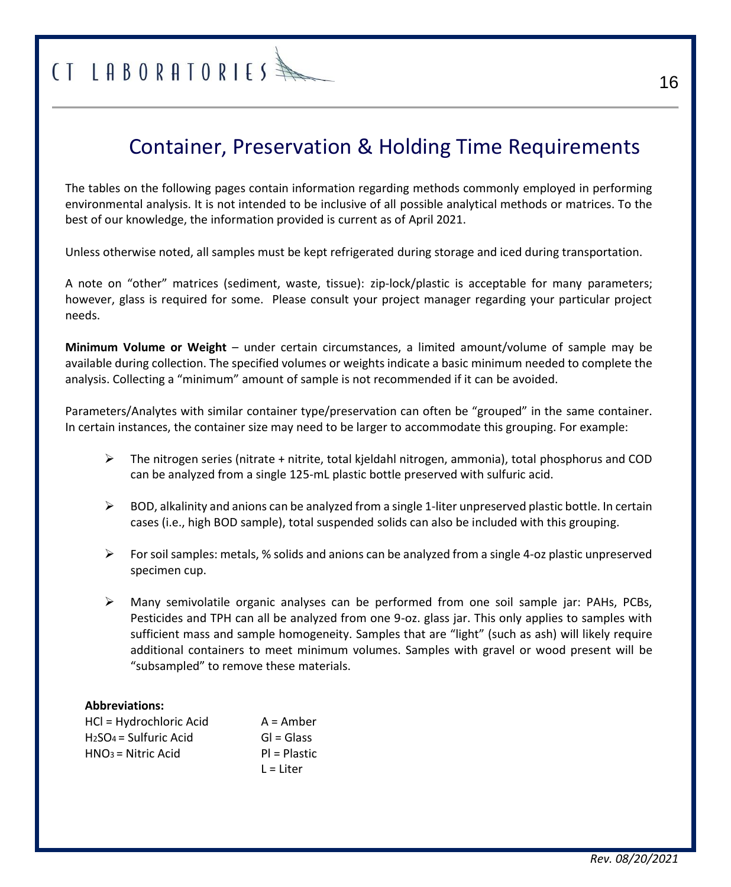# Container, Preservation & Holding Time Requirements

The tables on the following pages contain information regarding methods commonly employed in performing environmental analysis. It is not intended to be inclusive of all possible analytical methods or matrices. To the best of our knowledge, the information provided is current as of April 2021.

Unless otherwise noted, all samples must be kept refrigerated during storage and iced during transportation.

A note on "other" matrices (sediment, waste, tissue): zip-lock/plastic is acceptable for many parameters; however, glass is required for some. Please consult your project manager regarding your particular project needs.

**Minimum Volume or Weight** – under certain circumstances, a limited amount/volume of sample may be available during collection. The specified volumes or weights indicate a basic minimum needed to complete the analysis. Collecting a "minimum" amount of sample is not recommended if it can be avoided.

Parameters/Analytes with similar container type/preservation can often be "grouped" in the same container. In certain instances, the container size may need to be larger to accommodate this grouping. For example:

- The nitrogen series (nitrate + nitrite, total kjeldahl nitrogen, ammonia), total phosphorus and COD can be analyzed from a single 125-mL plastic bottle preserved with sulfuric acid.
- BOD, alkalinity and anions can be analyzed from a single 1-liter unpreserved plastic bottle. In certain cases (i.e., high BOD sample), total suspended solids can also be included with this grouping.
- For soil samples: metals, % solids and anions can be analyzed from a single 4-oz plastic unpreserved specimen cup.
- Many semivolatile organic analyses can be performed from one soil sample jar: PAHs, PCBs, Pesticides and TPH can all be analyzed from one 9-oz. glass jar. This only applies to samples with sufficient mass and sample homogeneity. Samples that are "light" (such as ash) will likely require additional containers to meet minimum volumes. Samples with gravel or wood present will be "subsampled" to remove these materials.

**Abbreviations:**

| | |
|---|---|
| HCl = Hydrochloric Acid | A = Amber |
| $H_2SO_4$ = Sulfuric Acid | Gl = Glass |
| $HNO_3$ = Nitric Acid | Pl = Plastic |
| | L = Liter |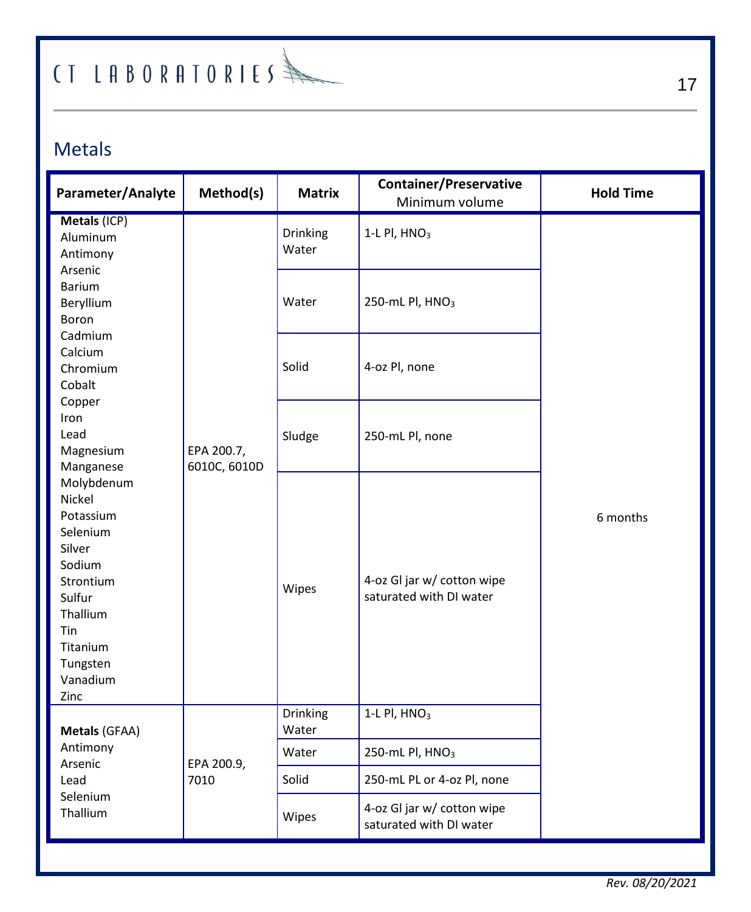## Metals

| Parameter/Analyte | Method(s) | Matrix | Container/Preservative Minimum volume | Hold Time |
|---|---|---|---|---|
| **Metals** (ICP) Aluminum Antimony Arsenic Barium Beryllium Boron Cadmium Calcium Chromium Cobalt Copper Iron Lead Magnesium Manganese Molybdenum Nickel Potassium Selenium Silver Sodium Strontium Sulfur Thallium Tin Titanium Tungsten Vanadium Zinc | EPA 200.7, 6010C, 6010D | Drinking Water | 1-L Pl, $HNO_3$ | 6 months |
| | | Water | 250-mL Pl, $HNO_3$ | |
| | | Solid | 4-oz Pl, none | |
| | | Sludge | 250-mL Pl, none | |
| | | Wipes | 4-oz Gl jar w/ cotton wipe saturated with DI water | |
| **Metals** (GFAA) Antimony Arsenic Lead Selenium Thallium | EPA 200.9, 7010 | Drinking Water | 1-L Pl, $HNO_3$ | |
| | | Water | 250-mL Pl, $HNO_3$ | |
| | | Solid | 250-mL PL or 4-oz Pl, none | |
| | | Wipes | 4-oz Gl jar w/ cotton wipe saturated with DI water | |

*Rev. 08/20/2021*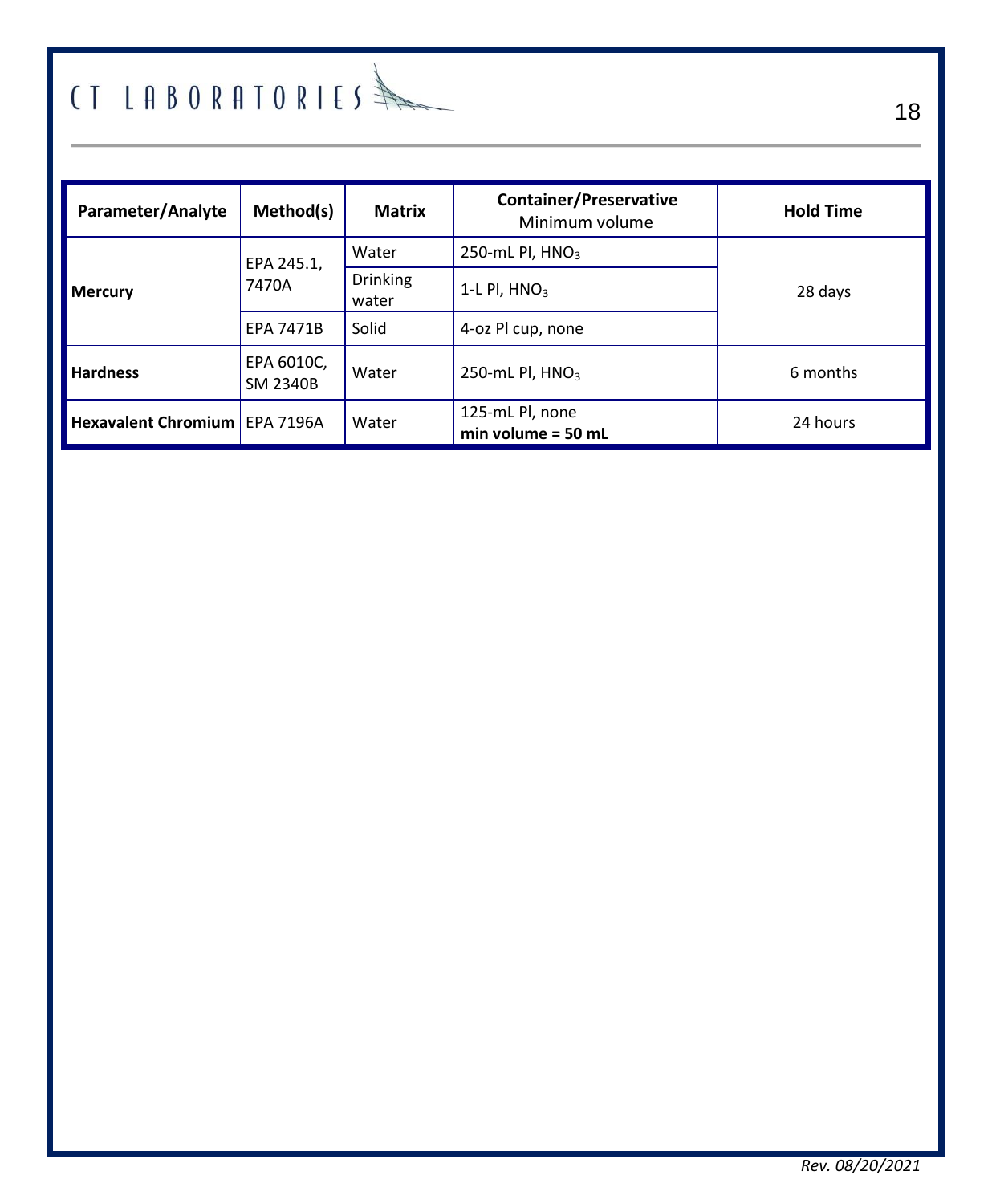| Parameter/Analyte | Method(s) | Matrix | Container/Preservative<br>Minimum volume | Hold Time |
|---|---|---|---|---|
| **Mercury** | EPA 245.1, 7470A | Water | 250-mL Pl, $HNO_3$ | 28 days |
| | | Drinking water | 1-L Pl, $HNO_3$ | |
| | EPA 7471B | Solid | 4-oz Pl cup, none | |
| **Hardness** | EPA 6010C, SM 2340B | Water | 250-mL Pl, $HNO_3$ | 6 months |
| **Hexavalent Chromium** | EPA 7196A | Water | 125-mL Pl, none<br>**min volume = 50 mL** | 24 hours |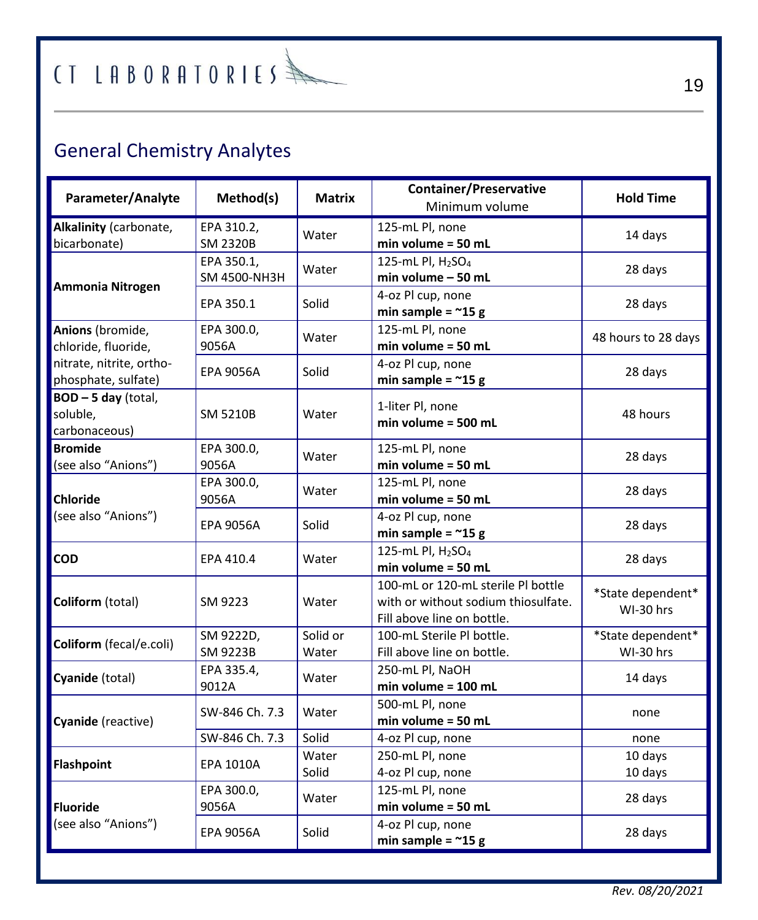## General Chemistry Analytes

| Parameter/Analyte | Method(s) | Matrix | Container/Preservative<br>Minimum volume | Hold Time |
|---|---|---|---|---|
| **Alkalinity** (carbonate, bicarbonate) | EPA 310.2, SM 2320B | Water | 125-mL Pl, none<br>**min volume = 50 mL** | 14 days |
| **Ammonia Nitrogen** | EPA 350.1, SM 4500-NH3H | Water | 125-mL Pl, $H_2SO_4$<br>**min volume – 50 mL** | 28 days |
| | EPA 350.1 | Solid | 4-oz Pl cup, none<br>**min sample = ~15 g** | 28 days |
| **Anions** (bromide, chloride, fluoride, nitrate, nitrite, ortho-phosphate, sulfate) | EPA 300.0, 9056A | Water | 125-mL Pl, none<br>**min volume = 50 mL** | 48 hours to 28 days |
| | EPA 9056A | Solid | 4-oz Pl cup, none<br>**min sample = ~15 g** | 28 days |
| **BOD – 5 day** (total, soluble, carbonaceous) | SM 5210B | Water | 1-liter Pl, none<br>**min volume = 500 mL** | 48 hours |
| **Bromide** (see also "Anions") | EPA 300.0, 9056A | Water | 125-mL Pl, none<br>**min volume = 50 mL** | 28 days |
| **Chloride** (see also "Anions") | EPA 300.0, 9056A | Water | 125-mL Pl, none<br>**min volume = 50 mL** | 28 days |
| | EPA 9056A | Solid | 4-oz Pl cup, none<br>**min sample = ~15 g** | 28 days |
| **COD** | EPA 410.4 | Water | 125-mL Pl, $H_2SO_4$<br>**min volume = 50 mL** | 28 days |
| **Coliform** (total) | SM 9223 | Water | 100-mL or 120-mL sterile Pl bottle with or without sodium thiosulfate. Fill above line on bottle. | *State dependent* WI-30 hrs |
| **Coliform** (fecal/e.coli) | SM 9222D, SM 9223B | Solid or Water | 100-mL Sterile Pl bottle. Fill above line on bottle. | *State dependent* WI-30 hrs |
| **Cyanide** (total) | EPA 335.4, 9012A | Water | 250-mL Pl, NaOH<br>**min volume = 100 mL** | 14 days |
| **Cyanide** (reactive) | SW-846 Ch. 7.3 | Water | 500-mL Pl, none<br>**min volume = 50 mL** | none |
| | SW-846 Ch. 7.3 | Solid | 4-oz Pl cup, none | none |
| **Flashpoint** | EPA 1010A | Water<br>Solid | 250-mL Pl, none<br>4-oz Pl cup, none | 10 days<br>10 days |
| **Fluoride** (see also "Anions") | EPA 300.0, 9056A | Water | 125-mL Pl, none<br>**min volume = 50 mL** | 28 days |
| | EPA 9056A | Solid | 4-oz Pl cup, none<br>**min sample = ~15 g** | 28 days |

*Rev. 08/20/2021*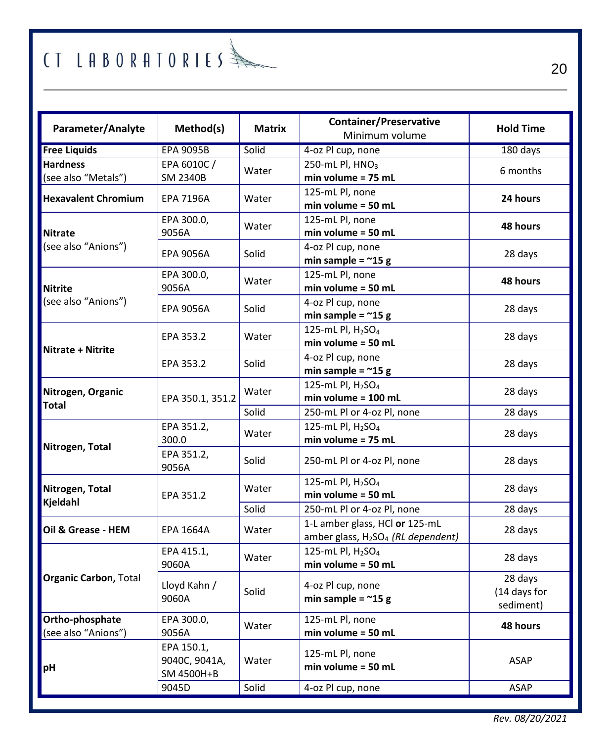| Parameter/Analyte | Method(s) | Matrix | Container/Preservative Minimum volume | Hold Time |
|---|---|---|---|---|
| **Free Liquids** | EPA 9095B | Solid | 4-oz Pl cup, none | 180 days |
| **Hardness** (see also "Metals") | EPA 6010C / SM 2340B | Water | 250-mL Pl, $HNO_3$ **min volume = 75 mL** | 6 months |
| **Hexavalent Chromium** | EPA 7196A | Water | 125-mL Pl, none **min volume = 50 mL** | **24 hours** |
| **Nitrate** (see also "Anions") | EPA 300.0, 9056A | Water | 125-mL Pl, none **min volume = 50 mL** | **48 hours** |
| | EPA 9056A | Solid | 4-oz Pl cup, none **min sample = ~15 g** | 28 days |
| **Nitrite** (see also "Anions") | EPA 300.0, 9056A | Water | 125-mL Pl, none **min volume = 50 mL** | **48 hours** |
| | EPA 9056A | Solid | 4-oz Pl cup, none **min sample = ~15 g** | 28 days |
| **Nitrate + Nitrite** | EPA 353.2 | Water | 125-mL Pl, $H_2SO_4$ **min volume = 50 mL** | 28 days |
| | EPA 353.2 | Solid | 4-oz Pl cup, none **min sample = ~15 g** | 28 days |
| **Nitrogen, Organic Total** | EPA 350.1, 351.2 | Water | 125-mL Pl, $H_2SO_4$ **min volume = 100 mL** | 28 days |
| | | Solid | 250-mL Pl or 4-oz Pl, none | 28 days |
| **Nitrogen, Total** | EPA 351.2, 300.0 | Water | 125-mL Pl, $H_2SO_4$ **min volume = 75 mL** | 28 days |
| | EPA 351.2, 9056A | Solid | 250-mL Pl or 4-oz Pl, none | 28 days |
| **Nitrogen, Total Kjeldahl** | EPA 351.2 | Water | 125-mL Pl, $H_2SO_4$ **min volume = 50 mL** | 28 days |
| | | Solid | 250-mL Pl or 4-oz Pl, none | 28 days |
| **Oil & Grease - HEM** | EPA 1664A | Water | 1-L amber glass, HCl **or** 125-mL amber glass, $H_2SO_4$ *(RL dependent)* | 28 days |
| **Organic Carbon,** Total | EPA 415.1, 9060A | Water | 125-mL Pl, $H_2SO_4$ **min volume = 50 mL** | 28 days |
| | Lloyd Kahn / 9060A | Solid | 4-oz Pl cup, none **min sample = ~15 g** | 28 days (14 days for sediment) |
| **Ortho-phosphate** (see also "Anions") | EPA 300.0, 9056A | Water | 125-mL Pl, none **min volume = 50 mL** | **48 hours** |
| **pH** | EPA 150.1, 9040C, 9041A, SM 4500H+B | Water | 125-mL Pl, none **min volume = 50 mL** | ASAP |
| | 9045D | Solid | 4-oz Pl cup, none | ASAP |

*Rev. 08/20/2021*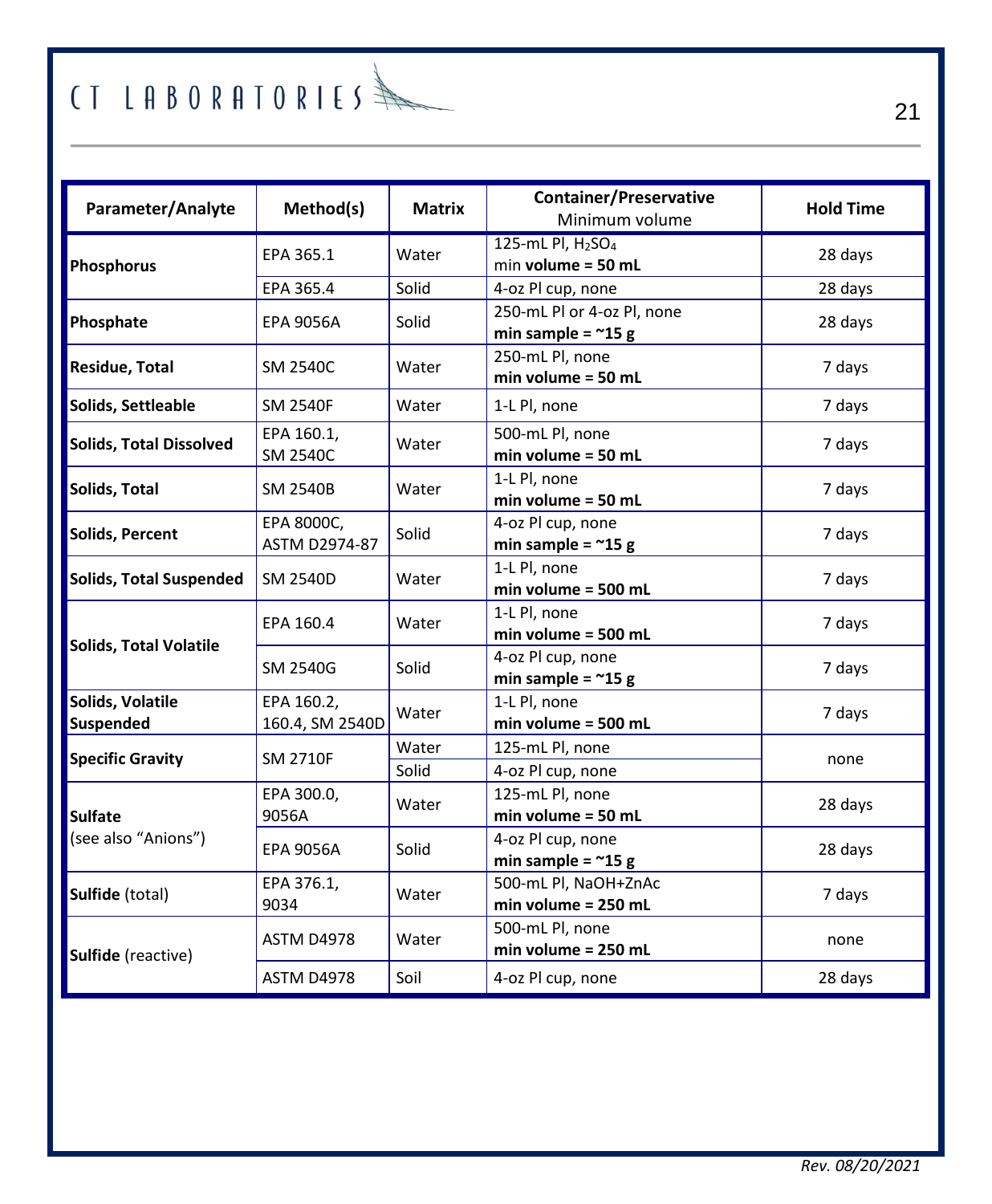| Parameter/Analyte | Method(s) | Matrix | Container/Preservative Minimum volume | Hold Time |
|---|---|---|---|---|
| **Phosphorus** | EPA 365.1 | Water | 125-mL Pl, $H_2SO_4$ min **volume = 50 mL** | 28 days |
| | EPA 365.4 | Solid | 4-oz Pl cup, none | 28 days |
| **Phosphate** | EPA 9056A | Solid | 250-mL Pl or 4-oz Pl, none **min sample = ~15 g** | 28 days |
| **Residue, Total** | SM 2540C | Water | 250-mL Pl, none **min volume = 50 mL** | 7 days |
| **Solids, Settleable** | SM 2540F | Water | 1-L Pl, none | 7 days |
| **Solids, Total Dissolved** | EPA 160.1, SM 2540C | Water | 500-mL Pl, none **min volume = 50 mL** | 7 days |
| **Solids, Total** | SM 2540B | Water | 1-L Pl, none **min volume = 50 mL** | 7 days |
| **Solids, Percent** | EPA 8000C, ASTM D2974-87 | Solid | 4-oz Pl cup, none **min sample = ~15 g** | 7 days |
| **Solids, Total Suspended** | SM 2540D | Water | 1-L Pl, none **min volume = 500 mL** | 7 days |
| **Solids, Total Volatile** | EPA 160.4 | Water | 1-L Pl, none **min volume = 500 mL** | 7 days |
| | SM 2540G | Solid | 4-oz Pl cup, none **min sample = ~15 g** | 7 days |
| **Solids, Volatile Suspended** | EPA 160.2, 160.4, SM 2540D | Water | 1-L Pl, none **min volume = 500 mL** | 7 days |
| **Specific Gravity** | SM 2710F | Water | 125-mL Pl, none | none |
| | | Solid | 4-oz Pl cup, none | |
| **Sulfate** (see also "Anions") | EPA 300.0, 9056A | Water | 125-mL Pl, none **min volume = 50 mL** | 28 days |
| | EPA 9056A | Solid | 4-oz Pl cup, none **min sample = ~15 g** | 28 days |
| **Sulfide** (total) | EPA 376.1, 9034 | Water | 500-mL Pl, NaOH+ZnAc **min volume = 250 mL** | 7 days |
| **Sulfide** (reactive) | ASTM D4978 | Water | 500-mL Pl, none **min volume = 250 mL** | none |
| | ASTM D4978 | Soil | 4-oz Pl cup, none | 28 days |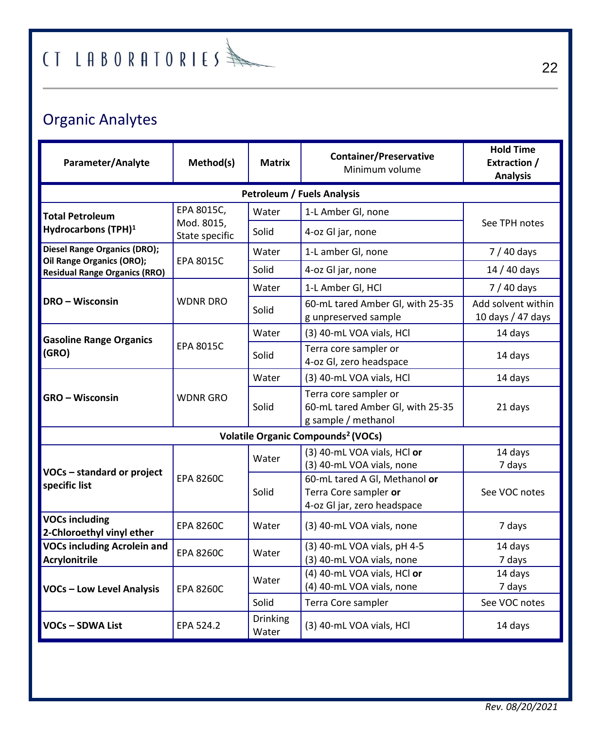## Organic Analytes

| Parameter/Analyte | Method(s) | Matrix | Container/Preservative Minimum volume | Hold Time Extraction / Analysis |
|---|---|---|---|---|
| **Petroleum / Fuels Analysis** | | | | |
| **Total Petroleum Hydrocarbons (TPH)[1]** | EPA 8015C, Mod. 8015, State specific | Water | 1-L Amber Gl, none | See TPH notes |
| | | Solid | 4-oz Gl jar, none | |
| **Diesel Range Organics (DRO); Oil Range Organics (ORO); Residual Range Organics (RRO)** | EPA 8015C | Water | 1-L amber Gl, none | 7 / 40 days |
| | | Solid | 4-oz Gl jar, none | 14 / 40 days |
| **DRO – Wisconsin** | WDNR DRO | Water | 1-L Amber Gl, HCl | 7 / 40 days |
| | | Solid | 60-mL tared Amber Gl, with 25-35 g unpreserved sample | Add solvent within 10 days / 47 days |
| **Gasoline Range Organics (GRO)** | EPA 8015C | Water | (3) 40-mL VOA vials, HCl | 14 days |
| | | Solid | Terra core sampler or 4-oz Gl, zero headspace | 14 days |
| **GRO – Wisconsin** | WDNR GRO | Water | (3) 40-mL VOA vials, HCl | 14 days |
| | | Solid | Terra core sampler or 60-mL tared Amber Gl, with 25-35 g sample / methanol | 21 days |
| **Volatile Organic Compounds[2] (VOCs)** | | | | |
| **VOCs – standard or project specific list** | EPA 8260C | Water | (3) 40-mL VOA vials, HCl **or** (3) 40-mL VOA vials, none | 14 days 7 days |
| | | Solid | 60-mL tared A Gl, Methanol **or** Terra Core sampler **or** 4-oz Gl jar, zero headspace | See VOC notes |
| **VOCs including 2-Chloroethyl vinyl ether** | EPA 8260C | Water | (3) 40-mL VOA vials, none | 7 days |
| **VOCs including Acrolein and Acrylonitrile** | EPA 8260C | Water | (3) 40-mL VOA vials, pH 4-5 (3) 40-mL VOA vials, none | 14 days 7 days |
| **VOCs – Low Level Analysis** | EPA 8260C | Water | (4) 40-mL VOA vials, HCl **or** (4) 40-mL VOA vials, none | 14 days 7 days |
| | | Solid | Terra Core sampler | See VOC notes |
| **VOCs – SDWA List** | EPA 524.2 | Drinking Water | (3) 40-mL VOA vials, HCl | 14 days |

*Rev. 08/20/2021*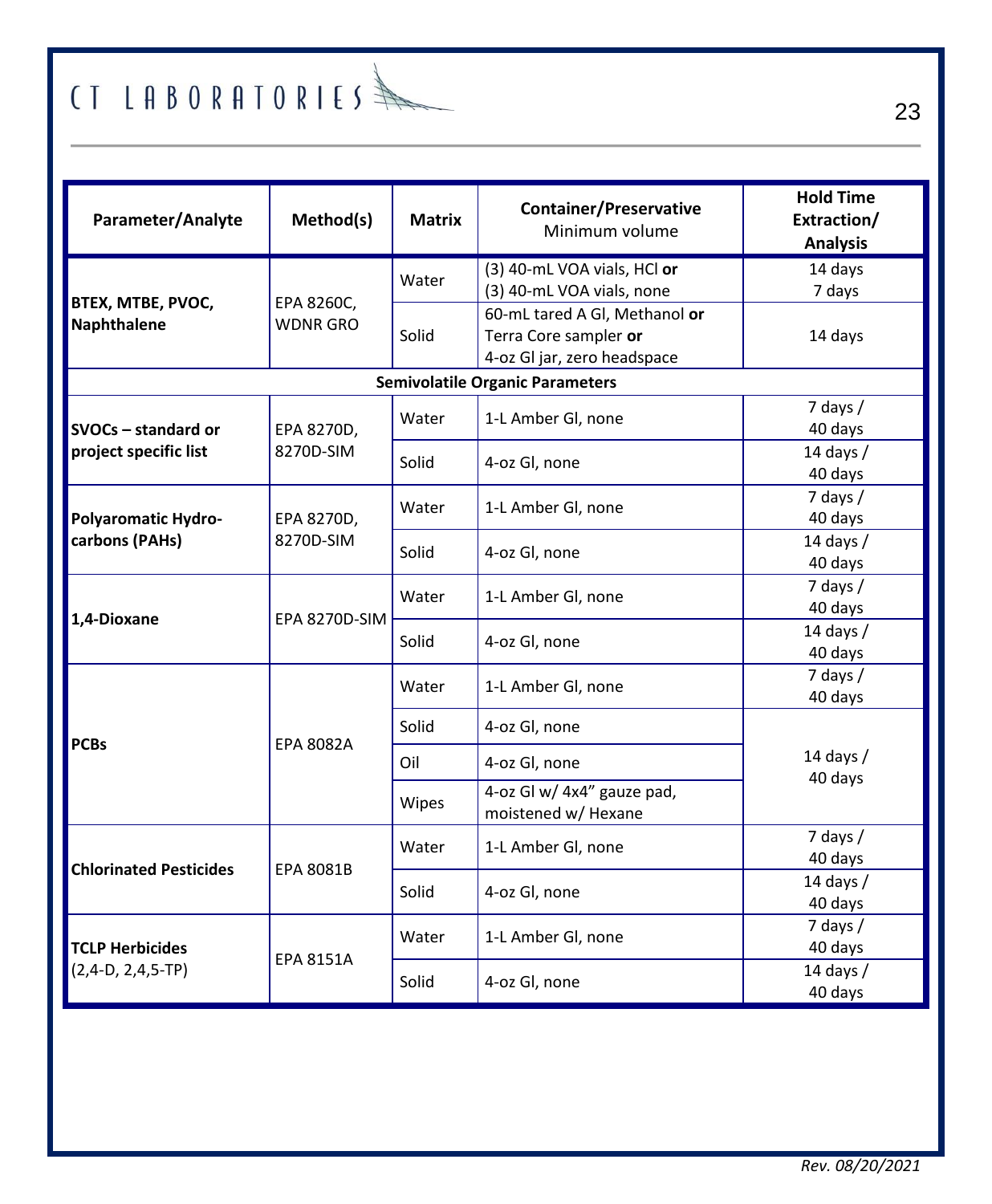| Parameter/Analyte | Method(s) | Matrix | Container/Preservative<br>Minimum volume | Hold Time<br>Extraction/<br>Analysis |
|---|---|---|---|---|
| **BTEX, MTBE, PVOC, Naphthalene** | EPA 8260C, WDNR GRO | Water | (3) 40-mL VOA vials, HCl **or**<br>(3) 40-mL VOA vials, none | 14 days<br>7 days |
| | | Solid | 60-mL tared A Gl, Methanol **or**<br>Terra Core sampler **or**<br>4-oz Gl jar, zero headspace | 14 days |
| **Semivolatile Organic Parameters** | | | | |
| **SVOCs – standard or project specific list** | EPA 8270D, 8270D-SIM | Water | 1-L Amber Gl, none | 7 days / 40 days |
| | | Solid | 4-oz Gl, none | 14 days / 40 days |
| **Polyaromatic Hydrocarbons (PAHs)** | EPA 8270D, 8270D-SIM | Water | 1-L Amber Gl, none | 7 days / 40 days |
| | | Solid | 4-oz Gl, none | 14 days / 40 days |
| **1,4-Dioxane** | EPA 8270D-SIM | Water | 1-L Amber Gl, none | 7 days / 40 days |
| | | Solid | 4-oz Gl, none | 14 days / 40 days |
| **PCBs** | EPA 8082A | Water | 1-L Amber Gl, none | 7 days / 40 days |
| | | Solid | 4-oz Gl, none | 14 days / 40 days |
| | | Oil | 4-oz Gl, none | |
| | | Wipes | 4-oz Gl w/ 4x4" gauze pad, moistened w/ Hexane | |
| **Chlorinated Pesticides** | EPA 8081B | Water | 1-L Amber Gl, none | 7 days / 40 days |
| | | Solid | 4-oz Gl, none | 14 days / 40 days |
| **TCLP Herbicides** (2,4-D, 2,4,5-TP) | EPA 8151A | Water | 1-L Amber Gl, none | 7 days / 40 days |
| | | Solid | 4-oz Gl, none | 14 days / 40 days |

*Rev. 08/20/2021*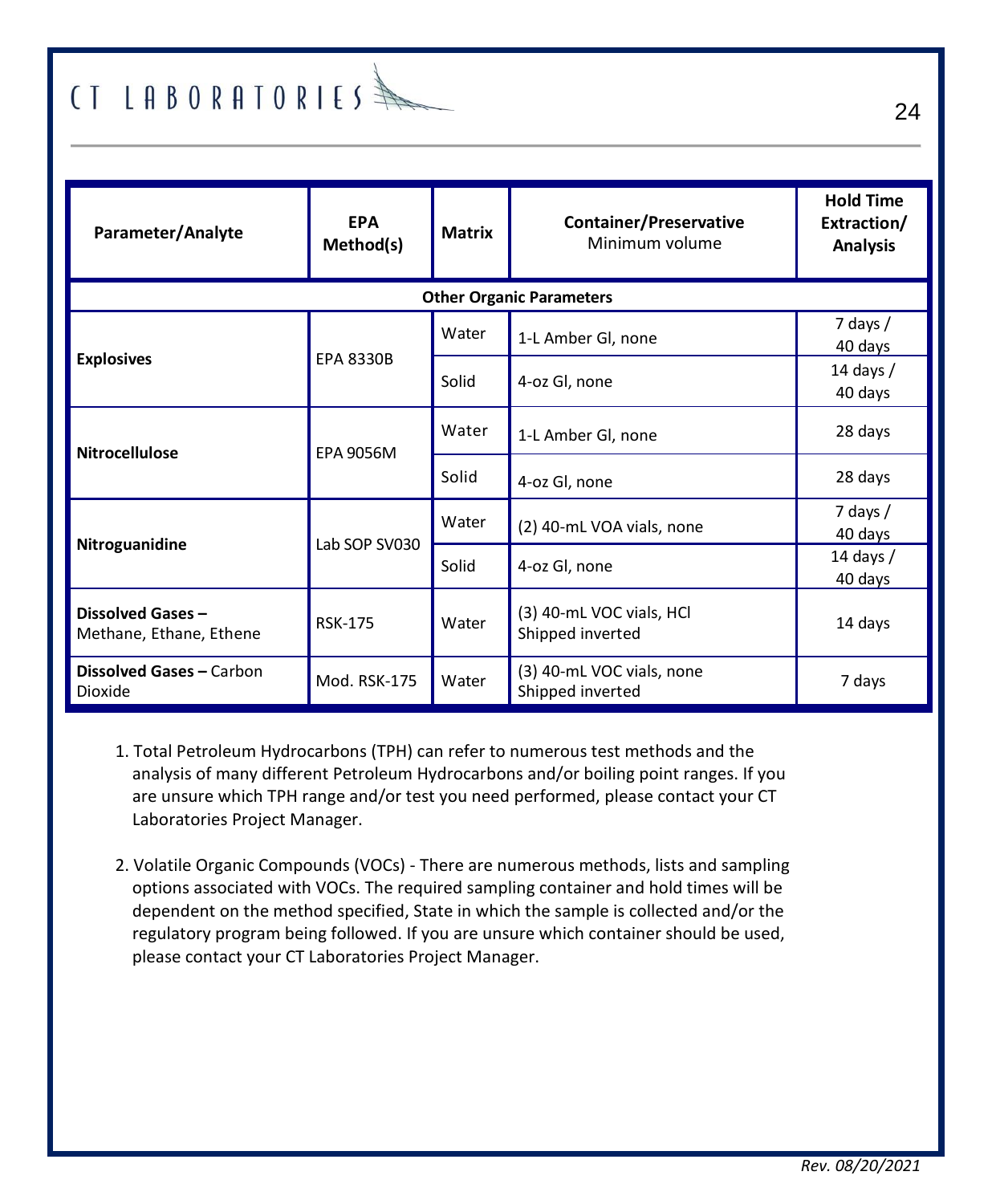| Parameter/Analyte | EPA Method(s) | Matrix | Container/Preservative Minimum volume | Hold Time Extraction/ Analysis |
|---|---|---|---|---|
| **Other Organic Parameters** | | | | |
| **Explosives** | EPA 8330B | Water | 1-L Amber Gl, none | 7 days / 40 days |
| | | Solid | 4-oz Gl, none | 14 days / 40 days |
| **Nitrocellulose** | EPA 9056M | Water | 1-L Amber Gl, none | 28 days |
| | | Solid | 4-oz Gl, none | 28 days |
| **Nitroguanidine** | Lab SOP SV030 | Water | (2) 40-mL VOA vials, none | 7 days / 40 days |
| | | Solid | 4-oz Gl, none | 14 days / 40 days |
| **Dissolved Gases –** Methane, Ethane, Ethene | RSK-175 | Water | (3) 40-mL VOC vials, HCl Shipped inverted | 14 days |
| **Dissolved Gases –** Carbon Dioxide | Mod. RSK-175 | Water | (3) 40-mL VOC vials, none Shipped inverted | 7 days |

1. Total Petroleum Hydrocarbons (TPH) can refer to numerous test methods and the analysis of many different Petroleum Hydrocarbons and/or boiling point ranges. If you are unsure which TPH range and/or test you need performed, please contact your CT Laboratories Project Manager.

2. Volatile Organic Compounds (VOCs) - There are numerous methods, lists and sampling options associated with VOCs. The required sampling container and hold times will be dependent on the method specified, State in which the sample is collected and/or the regulatory program being followed. If you are unsure which container should be used, please contact your CT Laboratories Project Manager.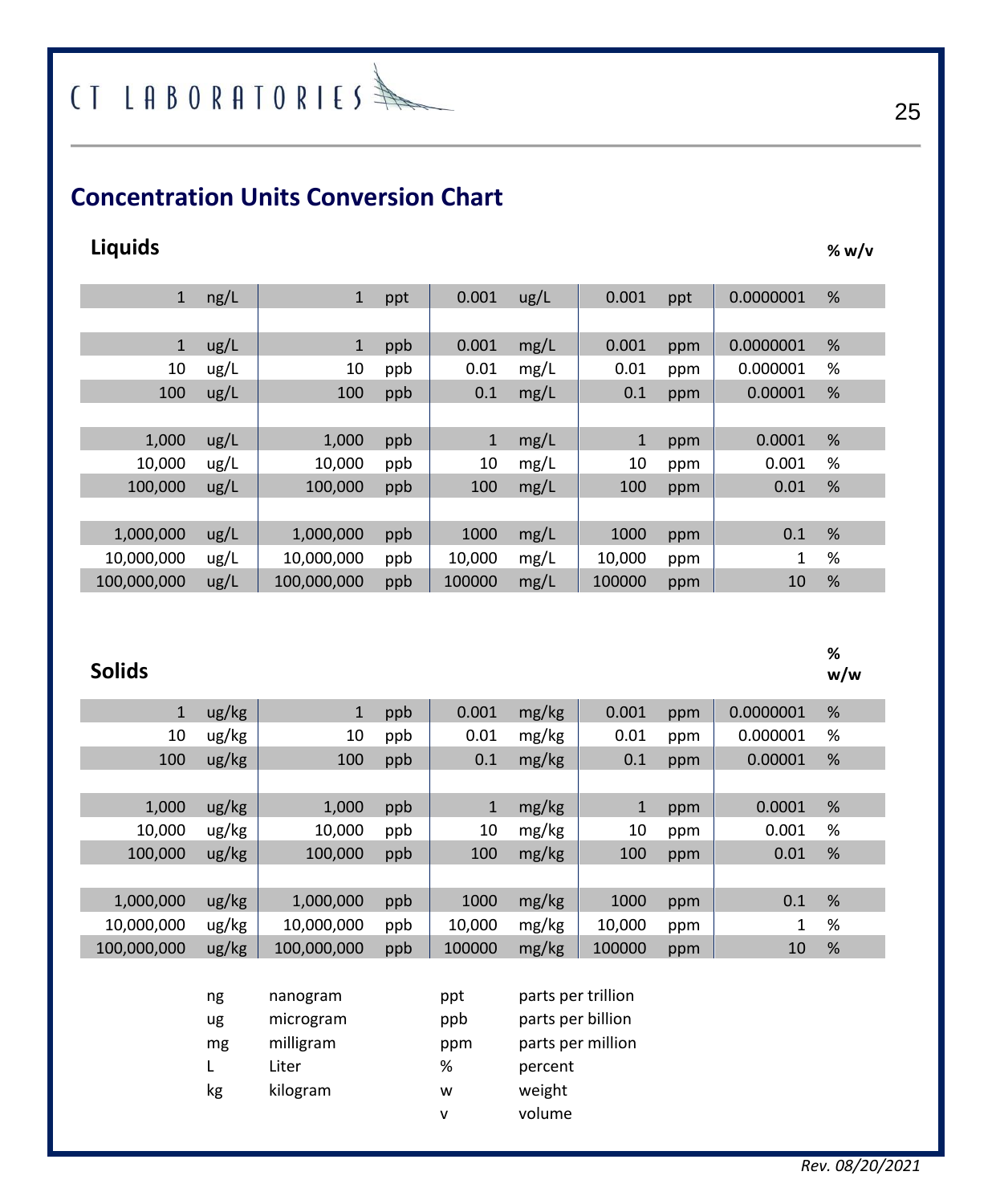## Concentration Units Conversion Chart

### Liquids

| | | | | | | | | % w/v | |
|---|---|---|---|---|---|---|---|---|---|
| 1 | ng/L | 1 | ppt | 0.001 | ug/L | 0.001 | ppt | 0.0000001 | % |
| | | | | | | | | | |
| 1 | ug/L | 1 | ppb | 0.001 | mg/L | 0.001 | ppm | 0.0000001 | % |
| 10 | ug/L | 10 | ppb | 0.01 | mg/L | 0.01 | ppm | 0.000001 | % |
| 100 | ug/L | 100 | ppb | 0.1 | mg/L | 0.1 | ppm | 0.00001 | % |
| | | | | | | | | | |
| 1,000 | ug/L | 1,000 | ppb | 1 | mg/L | 1 | ppm | 0.0001 | % |
| 10,000 | ug/L | 10,000 | ppb | 10 | mg/L | 10 | ppm | 0.001 | % |
| 100,000 | ug/L | 100,000 | ppb | 100 | mg/L | 100 | ppm | 0.01 | % |
| | | | | | | | | | |
| 1,000,000 | ug/L | 1,000,000 | ppb | 1000 | mg/L | 1000 | ppm | 0.1 | % |
| 10,000,000 | ug/L | 10,000,000 | ppb | 10,000 | mg/L | 10,000 | ppm | 1 | % |
| 100,000,000 | ug/L | 100,000,000 | ppb | 100000 | mg/L | 100000 | ppm | 10 | % |

### Solids

| | | | | | | | | % w/w | |
|---|---|---|---|---|---|---|---|---|---|
| 1 | ug/kg | 1 | ppb | 0.001 | mg/kg | 0.001 | ppm | 0.0000001 | % |
| 10 | ug/kg | 10 | ppb | 0.01 | mg/kg | 0.01 | ppm | 0.000001 | % |
| 100 | ug/kg | 100 | ppb | 0.1 | mg/kg | 0.1 | ppm | 0.00001 | % |
| | | | | | | | | | |
| 1,000 | ug/kg | 1,000 | ppb | 1 | mg/kg | 1 | ppm | 0.0001 | % |
| 10,000 | ug/kg | 10,000 | ppb | 10 | mg/kg | 10 | ppm | 0.001 | % |
| 100,000 | ug/kg | 100,000 | ppb | 100 | mg/kg | 100 | ppm | 0.01 | % |
| | | | | | | | | | |
| 1,000,000 | ug/kg | 1,000,000 | ppb | 1000 | mg/kg | 1000 | ppm | 0.1 | % |
| 10,000,000 | ug/kg | 10,000,000 | ppb | 10,000 | mg/kg | 10,000 | ppm | 1 | % |
| 100,000,000 | ug/kg | 100,000,000 | ppb | 100000 | mg/kg | 100000 | ppm | 10 | % |

| | | | |
|---|---|---|---|
| ng | nanogram | ppt | parts per trillion |
| ug | microgram | ppb | parts per billion |
| mg | milligram | ppm | parts per million |
| L | Liter | % | percent |
| kg | kilogram | w | weight |
| | | v | volume |

*Rev. 08/20/2021*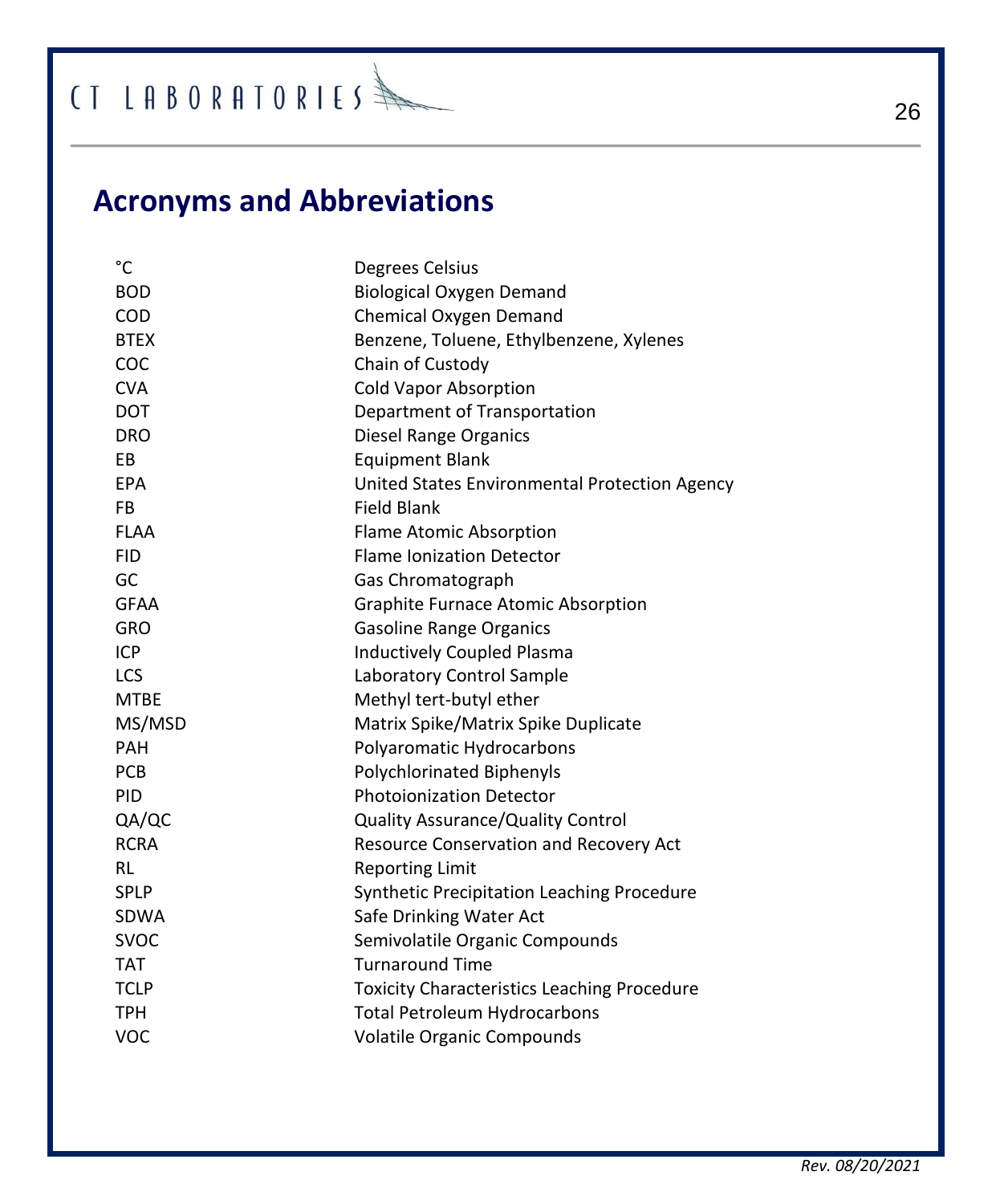## Acronyms and Abbreviations

| | |
|---|---|
| °C | Degrees Celsius |
| BOD | Biological Oxygen Demand |
| COD | Chemical Oxygen Demand |
| BTEX | Benzene, Toluene, Ethylbenzene, Xylenes |
| COC | Chain of Custody |
| CVA | Cold Vapor Absorption |
| DOT | Department of Transportation |
| DRO | Diesel Range Organics |
| EB | Equipment Blank |
| EPA | United States Environmental Protection Agency |
| FB | Field Blank |
| FLAA | Flame Atomic Absorption |
| FID | Flame Ionization Detector |
| GC | Gas Chromatograph |
| GFAA | Graphite Furnace Atomic Absorption |
| GRO | Gasoline Range Organics |
| ICP | Inductively Coupled Plasma |
| LCS | Laboratory Control Sample |
| MTBE | Methyl tert-butyl ether |
| MS/MSD | Matrix Spike/Matrix Spike Duplicate |
| PAH | Polyaromatic Hydrocarbons |
| PCB | Polychlorinated Biphenyls |
| PID | Photoionization Detector |
| QA/QC | Quality Assurance/Quality Control |
| RCRA | Resource Conservation and Recovery Act |
| RL | Reporting Limit |
| SPLP | Synthetic Precipitation Leaching Procedure |
| SDWA | Safe Drinking Water Act |
| SVOC | Semivolatile Organic Compounds |
| TAT | Turnaround Time |
| TCLP | Toxicity Characteristics Leaching Procedure |
| TPH | Total Petroleum Hydrocarbons |
| VOC | Volatile Organic Compounds |

*Rev. 08/20/2021*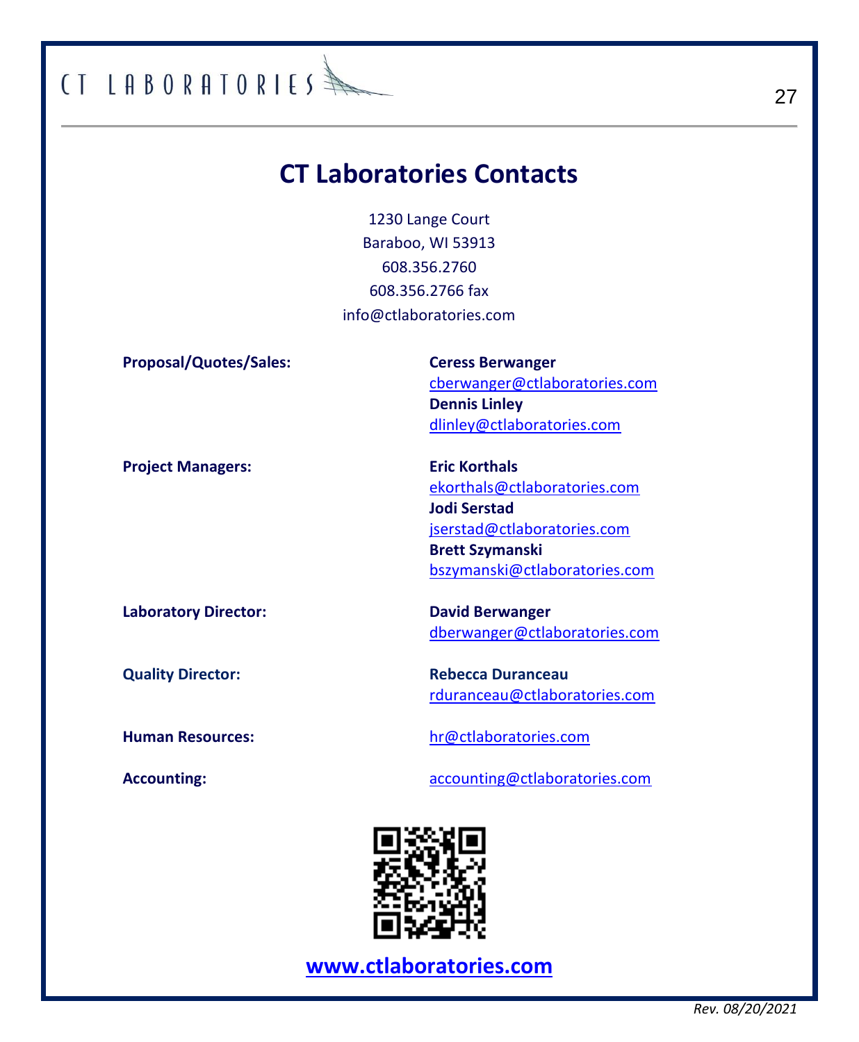# CT Laboratories Contacts

1230 Lange Court
Baraboo, WI 53913
608.356.2760
608.356.2766 fax
info@ctlaboratories.com

| | |
|---|---|
| **Proposal/Quotes/Sales:** | **Ceress Berwanger**<br>cberwanger@ctlaboratories.com<br>**Dennis Linley**<br>dlinley@ctlaboratories.com |
| **Project Managers:** | **Eric Korthals**<br>ekorthals@ctlaboratories.com<br>**Jodi Serstad**<br>jserstad@ctlaboratories.com<br>**Brett Szymanski**<br>bszymanski@ctlaboratories.com |
| **Laboratory Director:** | **David Berwanger**<br>dberwanger@ctlaboratories.com |
| **Quality Director:** | **Rebecca Duranceau**<br>rduranceau@ctlaboratories.com |
| **Human Resources:** | hr@ctlaboratories.com |
| **Accounting:** | accounting@ctlaboratories.com |

**www.ctlaboratories.com**

*Rev. 08/20/2021*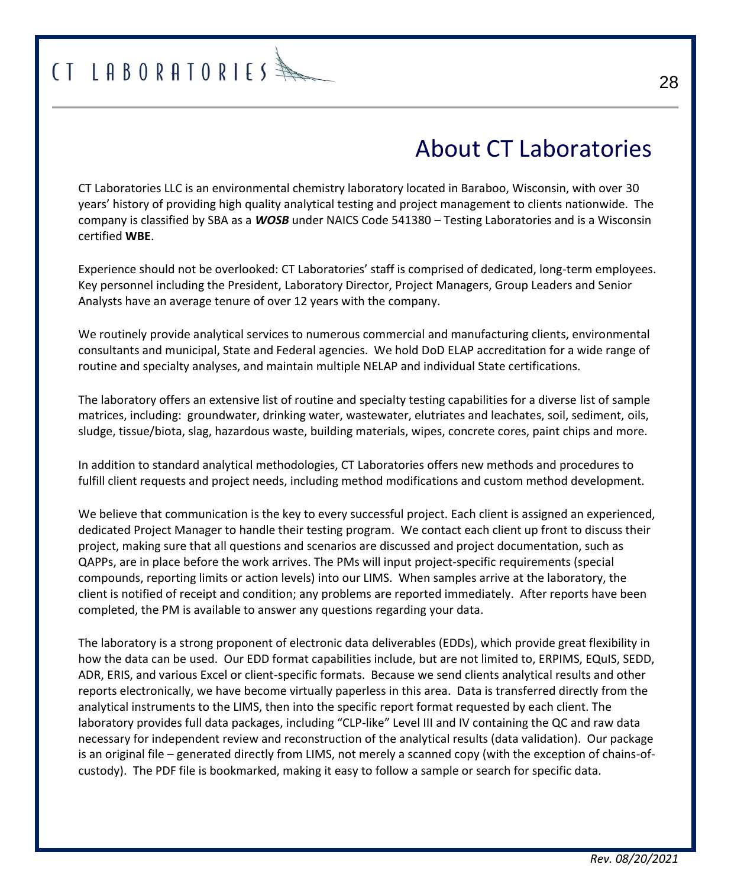# About CT Laboratories

CT Laboratories LLC is an environmental chemistry laboratory located in Baraboo, Wisconsin, with over 30 years' history of providing high quality analytical testing and project management to clients nationwide. The company is classified by SBA as a ***WOSB*** under NAICS Code 541380 – Testing Laboratories and is a Wisconsin certified **WBE**.

Experience should not be overlooked: CT Laboratories' staff is comprised of dedicated, long-term employees. Key personnel including the President, Laboratory Director, Project Managers, Group Leaders and Senior Analysts have an average tenure of over 12 years with the company.

We routinely provide analytical services to numerous commercial and manufacturing clients, environmental consultants and municipal, State and Federal agencies. We hold DoD ELAP accreditation for a wide range of routine and specialty analyses, and maintain multiple NELAP and individual State certifications.

The laboratory offers an extensive list of routine and specialty testing capabilities for a diverse list of sample matrices, including: groundwater, drinking water, wastewater, elutriates and leachates, soil, sediment, oils, sludge, tissue/biota, slag, hazardous waste, building materials, wipes, concrete cores, paint chips and more.

In addition to standard analytical methodologies, CT Laboratories offers new methods and procedures to fulfill client requests and project needs, including method modifications and custom method development.

We believe that communication is the key to every successful project. Each client is assigned an experienced, dedicated Project Manager to handle their testing program. We contact each client up front to discuss their project, making sure that all questions and scenarios are discussed and project documentation, such as QAPPs, are in place before the work arrives. The PMs will input project-specific requirements (special compounds, reporting limits or action levels) into our LIMS. When samples arrive at the laboratory, the client is notified of receipt and condition; any problems are reported immediately. After reports have been completed, the PM is available to answer any questions regarding your data.

The laboratory is a strong proponent of electronic data deliverables (EDDs), which provide great flexibility in how the data can be used. Our EDD format capabilities include, but are not limited to, ERPIMS, EQuIS, SEDD, ADR, ERIS, and various Excel or client-specific formats. Because we send clients analytical results and other reports electronically, we have become virtually paperless in this area. Data is transferred directly from the analytical instruments to the LIMS, then into the specific report format requested by each client. The laboratory provides full data packages, including "CLP-like" Level III and IV containing the QC and raw data necessary for independent review and reconstruction of the analytical results (data validation). Our package is an original file – generated directly from LIMS, not merely a scanned copy (with the exception of chains-of-custody). The PDF file is bookmarked, making it easy to follow a sample or search for specific data.

*Rev. 08/20/2021*